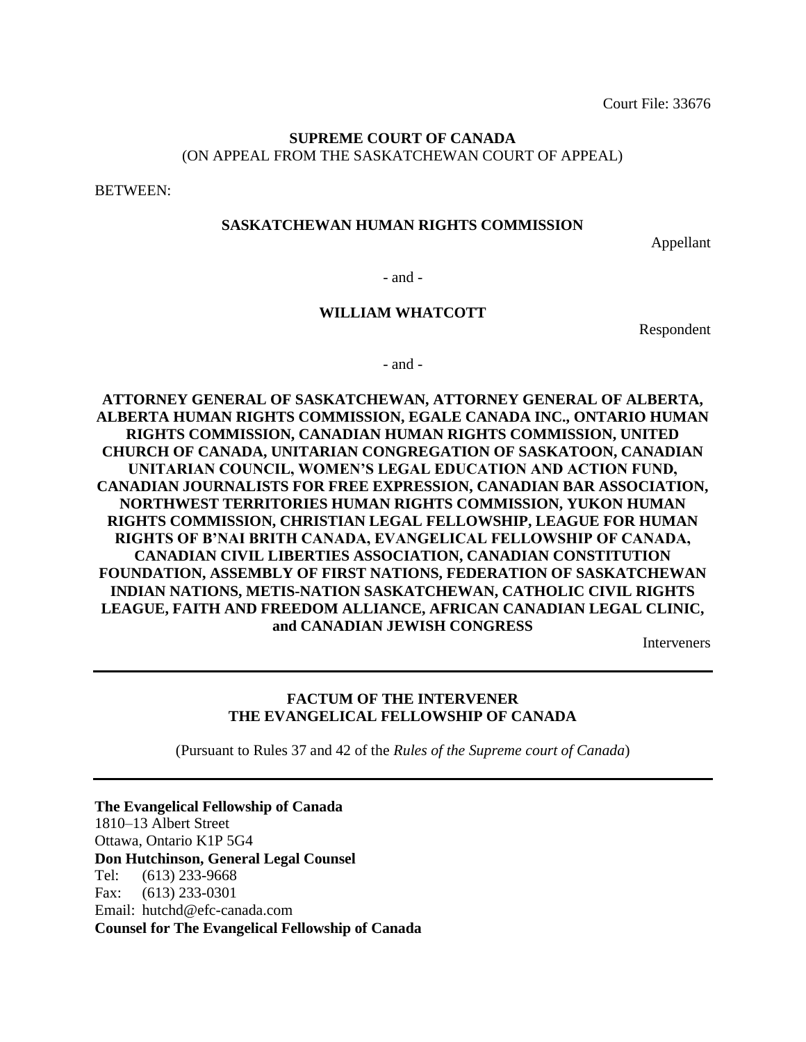Court File: 33676

**SUPREME COURT OF CANADA**
(ON APPEAL FROM THE SASKATCHEWAN COURT OF APPEAL)

BETWEEN:

**SASKATCHEWAN HUMAN RIGHTS COMMISSION**

Appellant

- and -

**WILLIAM WHATCOTT**

Respondent

- and -

**ATTORNEY GENERAL OF SASKATCHEWAN, ATTORNEY GENERAL OF ALBERTA, ALBERTA HUMAN RIGHTS COMMISSION, EGALE CANADA INC., ONTARIO HUMAN RIGHTS COMMISSION, CANADIAN HUMAN RIGHTS COMMISSION, UNITED CHURCH OF CANADA, UNITARIAN CONGREGATION OF SASKATOON, CANADIAN UNITARIAN COUNCIL, WOMEN'S LEGAL EDUCATION AND ACTION FUND, CANADIAN JOURNALISTS FOR FREE EXPRESSION, CANADIAN BAR ASSOCIATION, NORTHWEST TERRITORIES HUMAN RIGHTS COMMISSION, YUKON HUMAN RIGHTS COMMISSION, CHRISTIAN LEGAL FELLOWSHIP, LEAGUE FOR HUMAN RIGHTS OF B'NAI BRITH CANADA, EVANGELICAL FELLOWSHIP OF CANADA, CANADIAN CIVIL LIBERTIES ASSOCIATION, CANADIAN CONSTITUTION FOUNDATION, ASSEMBLY OF FIRST NATIONS, FEDERATION OF SASKATCHEWAN INDIAN NATIONS, METIS-NATION SASKATCHEWAN, CATHOLIC CIVIL RIGHTS LEAGUE, FAITH AND FREEDOM ALLIANCE, AFRICAN CANADIAN LEGAL CLINIC, and CANADIAN JEWISH CONGRESS**

Interveners

---

**FACTUM OF THE INTERVENER**
**THE EVANGELICAL FELLOWSHIP OF CANADA**

(Pursuant to Rules 37 and 42 of the *Rules of the Supreme court of Canada*)

---

**The Evangelical Fellowship of Canada**
1810–13 Albert Street
Ottawa, Ontario K1P 5G4
**Don Hutchinson, General Legal Counsel**
Tel: (613) 233-9668
Fax: (613) 233-0301
Email: hutchd@efc-canada.com
**Counsel for The Evangelical Fellowship of Canada**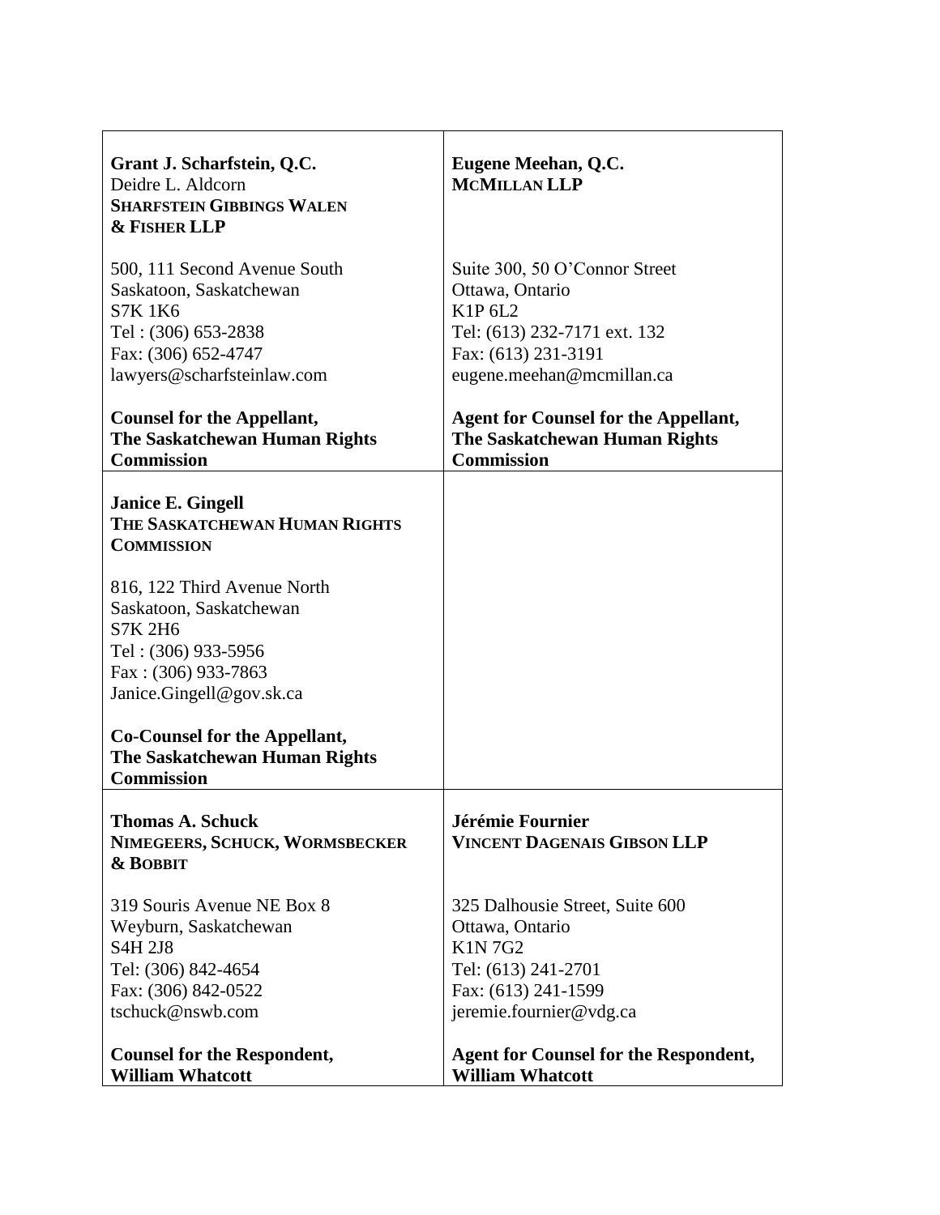| | |
|---|---|
| **Grant J. Scharfstein, Q.C.**<br>Deidre L. Aldcorn<br>**SHARFSTEIN GIBBINGS WALEN & FISHER LLP**<br><br>500, 111 Second Avenue South<br>Saskatoon, Saskatchewan<br>S7K 1K6<br>Tel : (306) 653-2838<br>Fax: (306) 652-4747<br>lawyers@scharfsteinlaw.com<br><br>**Counsel for the Appellant, The Saskatchewan Human Rights Commission** | **Eugene Meehan, Q.C.**<br>**MCMILLAN LLP**<br><br>Suite 300, 50 O'Connor Street<br>Ottawa, Ontario<br>K1P 6L2<br>Tel: (613) 232-7171 ext. 132<br>Fax: (613) 231-3191<br>eugene.meehan@mcmillan.ca<br><br>**Agent for Counsel for the Appellant, The Saskatchewan Human Rights Commission** |
| **Janice E. Gingell**<br>**THE SASKATCHEWAN HUMAN RIGHTS COMMISSION**<br><br>816, 122 Third Avenue North<br>Saskatoon, Saskatchewan<br>S7K 2H6<br>Tel : (306) 933-5956<br>Fax : (306) 933-7863<br>Janice.Gingell@gov.sk.ca<br><br>**Co-Counsel for the Appellant, The Saskatchewan Human Rights Commission** | |
| **Thomas A. Schuck**<br>**NIMEGEERS, SCHUCK, WORMSBECKER & BOBBIT**<br><br>319 Souris Avenue NE Box 8<br>Weyburn, Saskatchewan<br>S4H 2J8<br>Tel: (306) 842-4654<br>Fax: (306) 842-0522<br>tschuck@nswb.com<br><br>**Counsel for the Respondent, William Whatcott** | **Jérémie Fournier**<br>**VINCENT DAGENAIS GIBSON LLP**<br><br>325 Dalhousie Street, Suite 600<br>Ottawa, Ontario<br>K1N 7G2<br>Tel: (613) 241-2701<br>Fax: (613) 241-1599<br>jeremie.fournier@vdg.ca<br><br>**Agent for Counsel for the Respondent, William Whatcott** |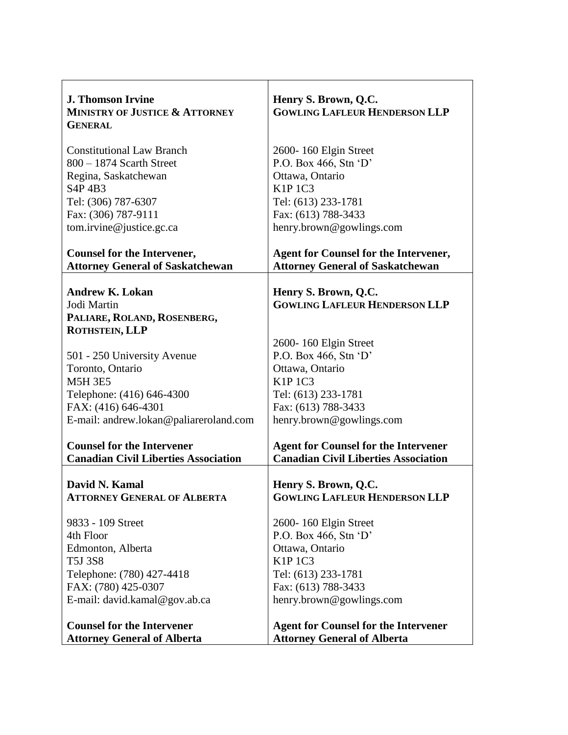| | |
|---|---|
| **J. Thomson Irvine**<br>**MINISTRY OF JUSTICE & ATTORNEY GENERAL**<br><br>Constitutional Law Branch<br>800 – 1874 Scarth Street<br>Regina, Saskatchewan<br>S4P 4B3<br>Tel: (306) 787-6307<br>Fax: (306) 787-9111<br>tom.irvine@justice.gc.ca<br><br>**Counsel for the Intervener,**<br>**Attorney General of Saskatchewan** | **Henry S. Brown, Q.C.**<br>**GOWLING LAFLEUR HENDERSON LLP**<br><br>2600- 160 Elgin Street<br>P.O. Box 466, Stn 'D'<br>Ottawa, Ontario<br>K1P 1C3<br>Tel: (613) 233-1781<br>Fax: (613) 788-3433<br>henry.brown@gowlings.com<br><br>**Agent for Counsel for the Intervener,**<br>**Attorney General of Saskatchewan** |
| **Andrew K. Lokan**<br>Jodi Martin<br>**PALIARE, ROLAND, ROSENBERG, ROTHSTEIN, LLP**<br><br>501 - 250 University Avenue<br>Toronto, Ontario<br>M5H 3E5<br>Telephone: (416) 646-4300<br>FAX: (416) 646-4301<br>E-mail: andrew.lokan@paliareroland.com<br><br>**Counsel for the Intervener**<br>**Canadian Civil Liberties Association** | **Henry S. Brown, Q.C.**<br>**GOWLING LAFLEUR HENDERSON LLP**<br><br>2600- 160 Elgin Street<br>P.O. Box 466, Stn 'D'<br>Ottawa, Ontario<br>K1P 1C3<br>Tel: (613) 233-1781<br>Fax: (613) 788-3433<br>henry.brown@gowlings.com<br><br>**Agent for Counsel for the Intervener**<br>**Canadian Civil Liberties Association** |
| **David N. Kamal**<br>**ATTORNEY GENERAL OF ALBERTA**<br><br>9833 - 109 Street<br>4th Floor<br>Edmonton, Alberta<br>T5J 3S8<br>Telephone: (780) 427-4418<br>FAX: (780) 425-0307<br>E-mail: david.kamal@gov.ab.ca<br><br>**Counsel for the Intervener**<br>**Attorney General of Alberta** | **Henry S. Brown, Q.C.**<br>**GOWLING LAFLEUR HENDERSON LLP**<br><br>2600- 160 Elgin Street<br>P.O. Box 466, Stn 'D'<br>Ottawa, Ontario<br>K1P 1C3<br>Tel: (613) 233-1781<br>Fax: (613) 788-3433<br>henry.brown@gowlings.com<br><br>**Agent for Counsel for the Intervener**<br>**Attorney General of Alberta** |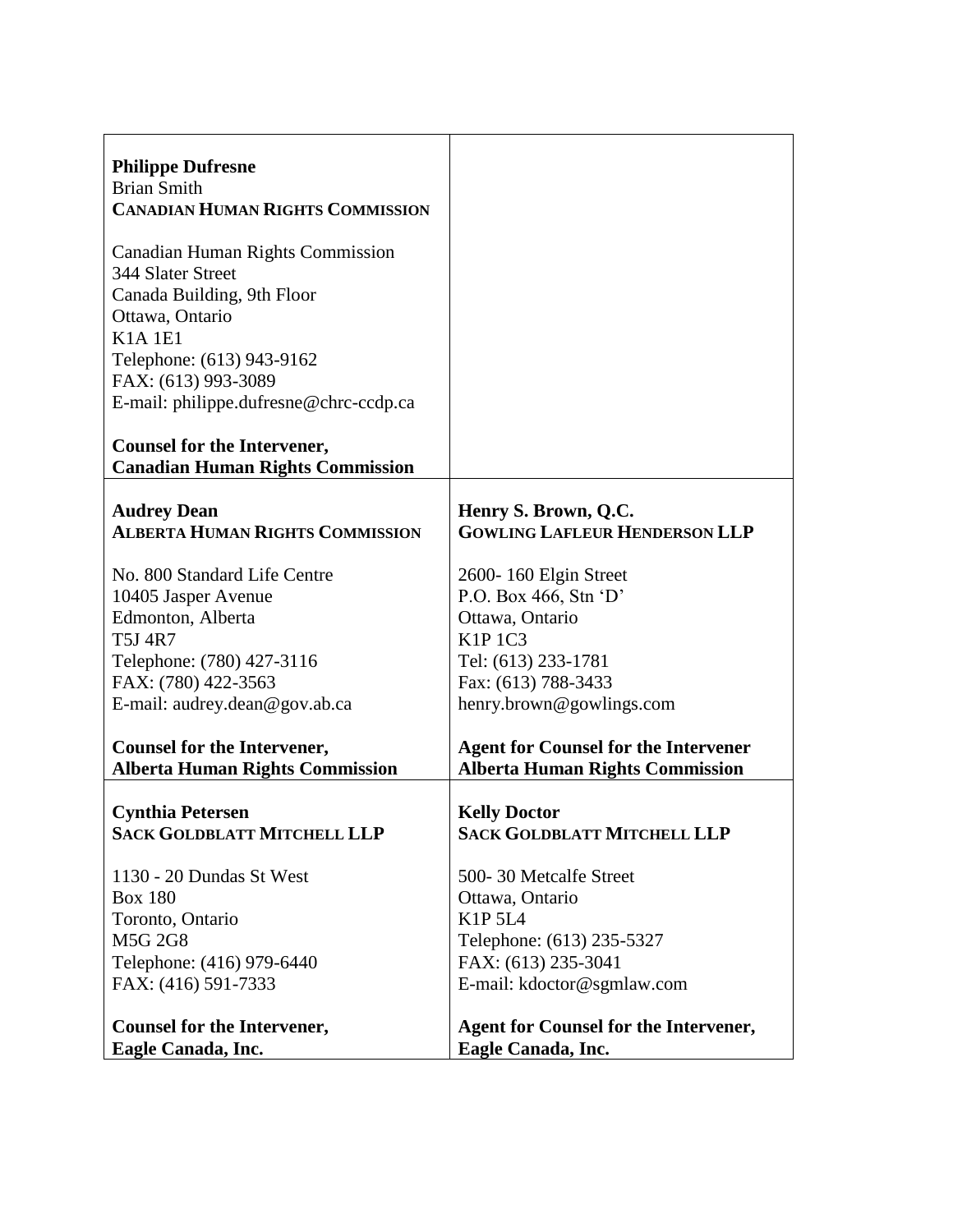| | |
|---|---|
| **Philippe Dufresne**<br>Brian Smith<br>**CANADIAN HUMAN RIGHTS COMMISSION**<br><br>Canadian Human Rights Commission<br>344 Slater Street<br>Canada Building, 9th Floor<br>Ottawa, Ontario<br>K1A 1E1<br>Telephone: (613) 943-9162<br>FAX: (613) 993-3089<br>E-mail: philippe.dufresne@chrc-ccdp.ca<br><br>**Counsel for the Intervener,**<br>**Canadian Human Rights Commission** | |
| **Audrey Dean**<br>**ALBERTA HUMAN RIGHTS COMMISSION**<br><br>No. 800 Standard Life Centre<br>10405 Jasper Avenue<br>Edmonton, Alberta<br>T5J 4R7<br>Telephone: (780) 427-3116<br>FAX: (780) 422-3563<br>E-mail: audrey.dean@gov.ab.ca<br><br>**Counsel for the Intervener,**<br>**Alberta Human Rights Commission** | **Henry S. Brown, Q.C.**<br>**GOWLING LAFLEUR HENDERSON LLP**<br><br>2600- 160 Elgin Street<br>P.O. Box 466, Stn 'D'<br>Ottawa, Ontario<br>K1P 1C3<br>Tel: (613) 233-1781<br>Fax: (613) 788-3433<br>henry.brown@gowlings.com<br><br>**Agent for Counsel for the Intervener**<br>**Alberta Human Rights Commission** |
| **Cynthia Petersen**<br>**SACK GOLDBLATT MITCHELL LLP**<br><br>1130 - 20 Dundas St West<br>Box 180<br>Toronto, Ontario<br>M5G 2G8<br>Telephone: (416) 979-6440<br>FAX: (416) 591-7333<br><br>**Counsel for the Intervener,**<br>**Eagle Canada, Inc.** | **Kelly Doctor**<br>**SACK GOLDBLATT MITCHELL LLP**<br><br>500- 30 Metcalfe Street<br>Ottawa, Ontario<br>K1P 5L4<br>Telephone: (613) 235-5327<br>FAX: (613) 235-3041<br>E-mail: kdoctor@sgmlaw.com<br><br>**Agent for Counsel for the Intervener,**<br>**Eagle Canada, Inc.** |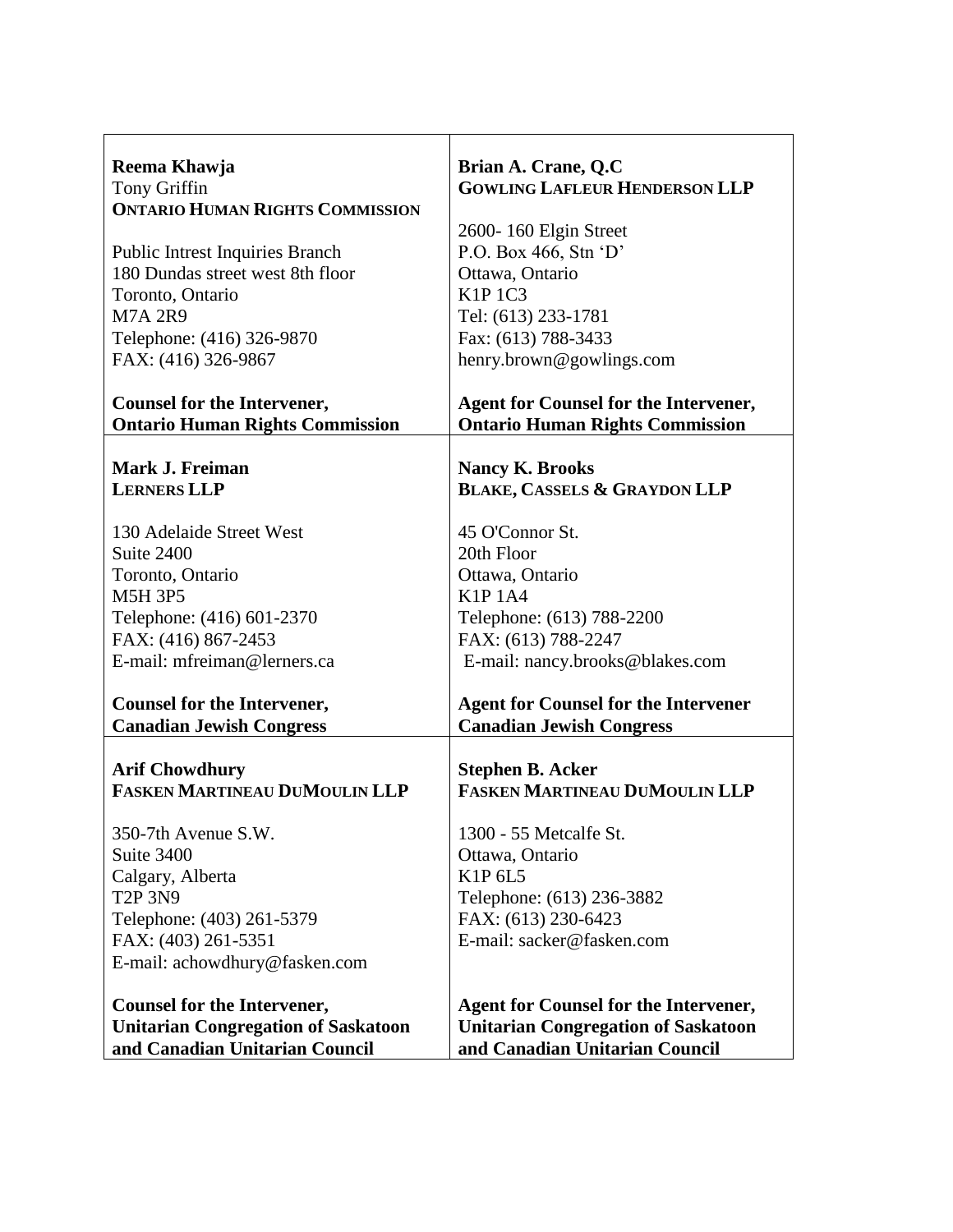| | |
|---|---|
| **Reema Khawja**<br>Tony Griffin<br>**ONTARIO HUMAN RIGHTS COMMISSION**<br><br>Public Intrest Inquiries Branch<br>180 Dundas street west 8th floor<br>Toronto, Ontario<br>M7A 2R9<br>Telephone: (416) 326-9870<br>FAX: (416) 326-9867<br><br>**Counsel for the Intervener,**<br>**Ontario Human Rights Commission** | **Brian A. Crane, Q.C**<br>**GOWLING LAFLEUR HENDERSON LLP**<br><br>2600- 160 Elgin Street<br>P.O. Box 466, Stn 'D'<br>Ottawa, Ontario<br>K1P 1C3<br>Tel: (613) 233-1781<br>Fax: (613) 788-3433<br>henry.brown@gowlings.com<br><br>**Agent for Counsel for the Intervener,**<br>**Ontario Human Rights Commission** |
| **Mark J. Freiman**<br>**LERNERS LLP**<br><br>130 Adelaide Street West<br>Suite 2400<br>Toronto, Ontario<br>M5H 3P5<br>Telephone: (416) 601-2370<br>FAX: (416) 867-2453<br>E-mail: mfreiman@lerners.ca<br><br>**Counsel for the Intervener,**<br>**Canadian Jewish Congress** | **Nancy K. Brooks**<br>**BLAKE, CASSELS & GRAYDON LLP**<br><br>45 O'Connor St.<br>20th Floor<br>Ottawa, Ontario<br>K1P 1A4<br>Telephone: (613) 788-2200<br>FAX: (613) 788-2247<br>E-mail: nancy.brooks@blakes.com<br><br>**Agent for Counsel for the Intervener**<br>**Canadian Jewish Congress** |
| **Arif Chowdhury**<br>**FASKEN MARTINEAU DUMOULIN LLP**<br><br>350-7th Avenue S.W.<br>Suite 3400<br>Calgary, Alberta<br>T2P 3N9<br>Telephone: (403) 261-5379<br>FAX: (403) 261-5351<br>E-mail: achowdhury@fasken.com<br><br>**Counsel for the Intervener,**<br>**Unitarian Congregation of Saskatoon and Canadian Unitarian Council** | **Stephen B. Acker**<br>**FASKEN MARTINEAU DUMOULIN LLP**<br><br>1300 - 55 Metcalfe St.<br>Ottawa, Ontario<br>K1P 6L5<br>Telephone: (613) 236-3882<br>FAX: (613) 230-6423<br>E-mail: sacker@fasken.com<br><br>**Agent for Counsel for the Intervener,**<br>**Unitarian Congregation of Saskatoon and Canadian Unitarian Council** |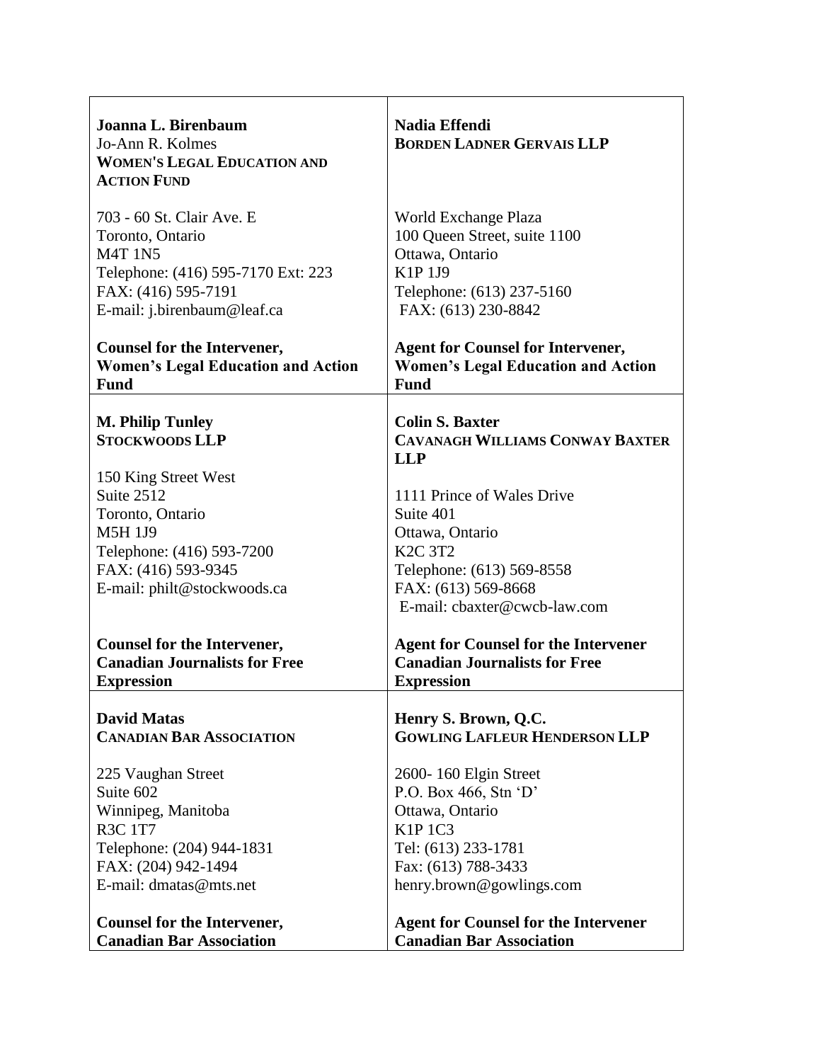| | |
|---|---|
| **Joanna L. Birenbaum**<br>Jo-Ann R. Kolmes<br>**WOMEN'S LEGAL EDUCATION AND ACTION FUND**<br><br>703 - 60 St. Clair Ave. E<br>Toronto, Ontario<br>M4T 1N5<br>Telephone: (416) 595-7170 Ext: 223<br>FAX: (416) 595-7191<br>E-mail: j.birenbaum@leaf.ca<br><br>**Counsel for the Intervener, Women's Legal Education and Action Fund** | **Nadia Effendi**<br>**BORDEN LADNER GERVAIS LLP**<br><br>World Exchange Plaza<br>100 Queen Street, suite 1100<br>Ottawa, Ontario<br>K1P 1J9<br>Telephone: (613) 237-5160<br>FAX: (613) 230-8842<br><br>**Agent for Counsel for Intervener, Women's Legal Education and Action Fund** |
| **M. Philip Tunley**<br>**STOCKWOODS LLP**<br><br>150 King Street West<br>Suite 2512<br>Toronto, Ontario<br>M5H 1J9<br>Telephone: (416) 593-7200<br>FAX: (416) 593-9345<br>E-mail: philt@stockwoods.ca<br><br>**Counsel for the Intervener, Canadian Journalists for Free Expression** | **Colin S. Baxter**<br>**CAVANAGH WILLIAMS CONWAY BAXTER LLP**<br><br>1111 Prince of Wales Drive<br>Suite 401<br>Ottawa, Ontario<br>K2C 3T2<br>Telephone: (613) 569-8558<br>FAX: (613) 569-8668<br>E-mail: cbaxter@cwcb-law.com<br><br>**Agent for Counsel for the Intervener Canadian Journalists for Free Expression** |
| **David Matas**<br>**CANADIAN BAR ASSOCIATION**<br><br>225 Vaughan Street<br>Suite 602<br>Winnipeg, Manitoba<br>R3C 1T7<br>Telephone: (204) 944-1831<br>FAX: (204) 942-1494<br>E-mail: dmatas@mts.net<br><br>**Counsel for the Intervener, Canadian Bar Association** | **Henry S. Brown, Q.C.**<br>**GOWLING LAFLEUR HENDERSON LLP**<br><br>2600- 160 Elgin Street<br>P.O. Box 466, Stn 'D'<br>Ottawa, Ontario<br>K1P 1C3<br>Tel: (613) 233-1781<br>Fax: (613) 788-3433<br>henry.brown@gowlings.com<br><br>**Agent for Counsel for the Intervener Canadian Bar Association** |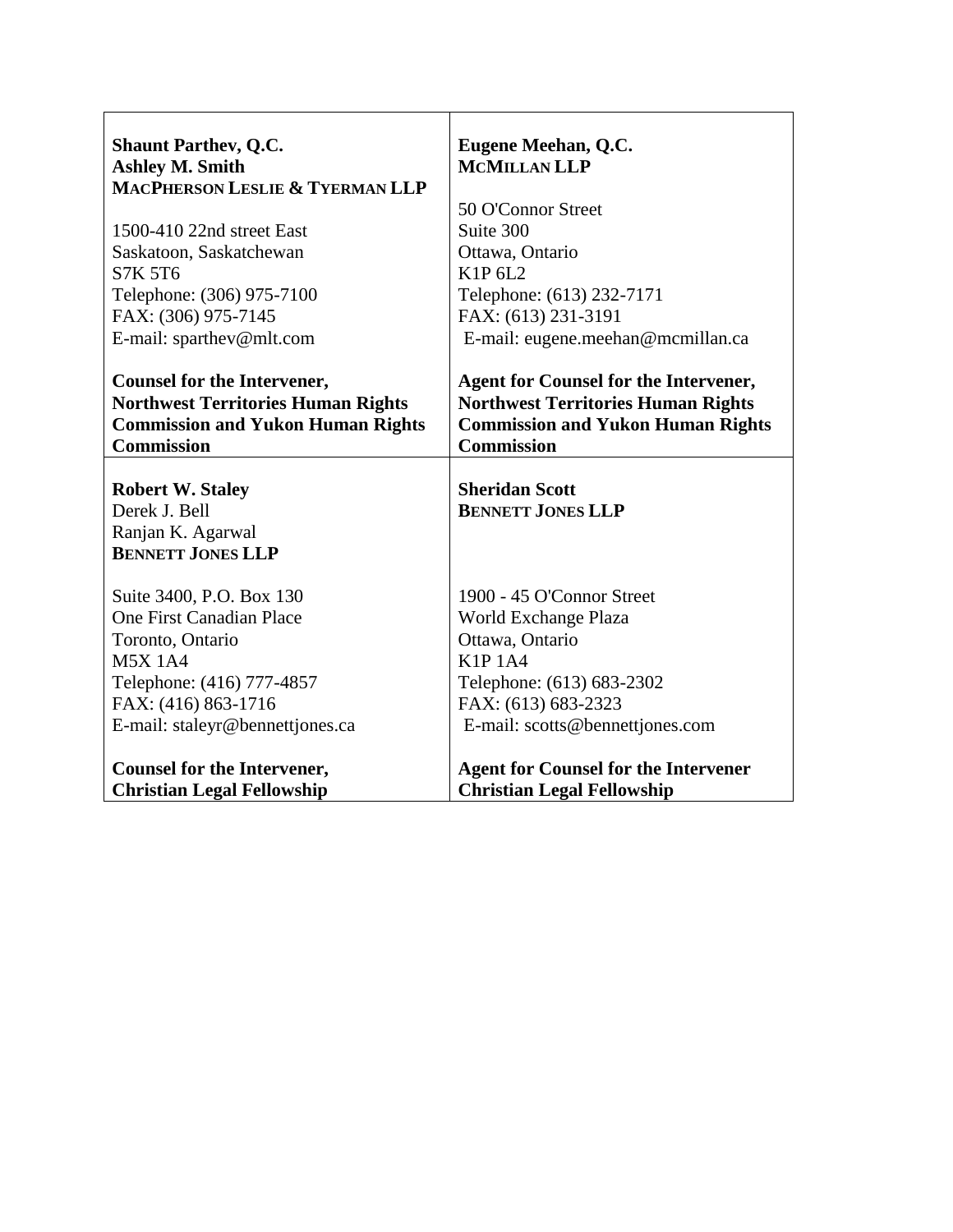| | |
|---|---|
| **Shaunt Parthev, Q.C.**<br>**Ashley M. Smith**<br>**MACPHERSON LESLIE & TYERMAN LLP**<br><br>1500-410 22nd street East<br>Saskatoon, Saskatchewan<br>S7K 5T6<br>Telephone: (306) 975-7100<br>FAX: (306) 975-7145<br>E-mail: sparthev@mlt.com<br><br>**Counsel for the Intervener, Northwest Territories Human Rights Commission and Yukon Human Rights Commission** | **Eugene Meehan, Q.C.**<br>**MCMILLAN LLP**<br><br>50 O'Connor Street<br>Suite 300<br>Ottawa, Ontario<br>K1P 6L2<br>Telephone: (613) 232-7171<br>FAX: (613) 231-3191<br>E-mail: eugene.meehan@mcmillan.ca<br><br>**Agent for Counsel for the Intervener, Northwest Territories Human Rights Commission and Yukon Human Rights Commission** |
| **Robert W. Staley**<br>Derek J. Bell<br>Ranjan K. Agarwal<br>**BENNETT JONES LLP**<br><br>Suite 3400, P.O. Box 130<br>One First Canadian Place<br>Toronto, Ontario<br>M5X 1A4<br>Telephone: (416) 777-4857<br>FAX: (416) 863-1716<br>E-mail: staleyr@bennettjones.ca<br><br>**Counsel for the Intervener, Christian Legal Fellowship** | **Sheridan Scott**<br>**BENNETT JONES LLP**<br><br>1900 - 45 O'Connor Street<br>World Exchange Plaza<br>Ottawa, Ontario<br>K1P 1A4<br>Telephone: (613) 683-2302<br>FAX: (613) 683-2323<br>E-mail: scotts@bennettjones.com<br><br>**Agent for Counsel for the Intervener Christian Legal Fellowship** |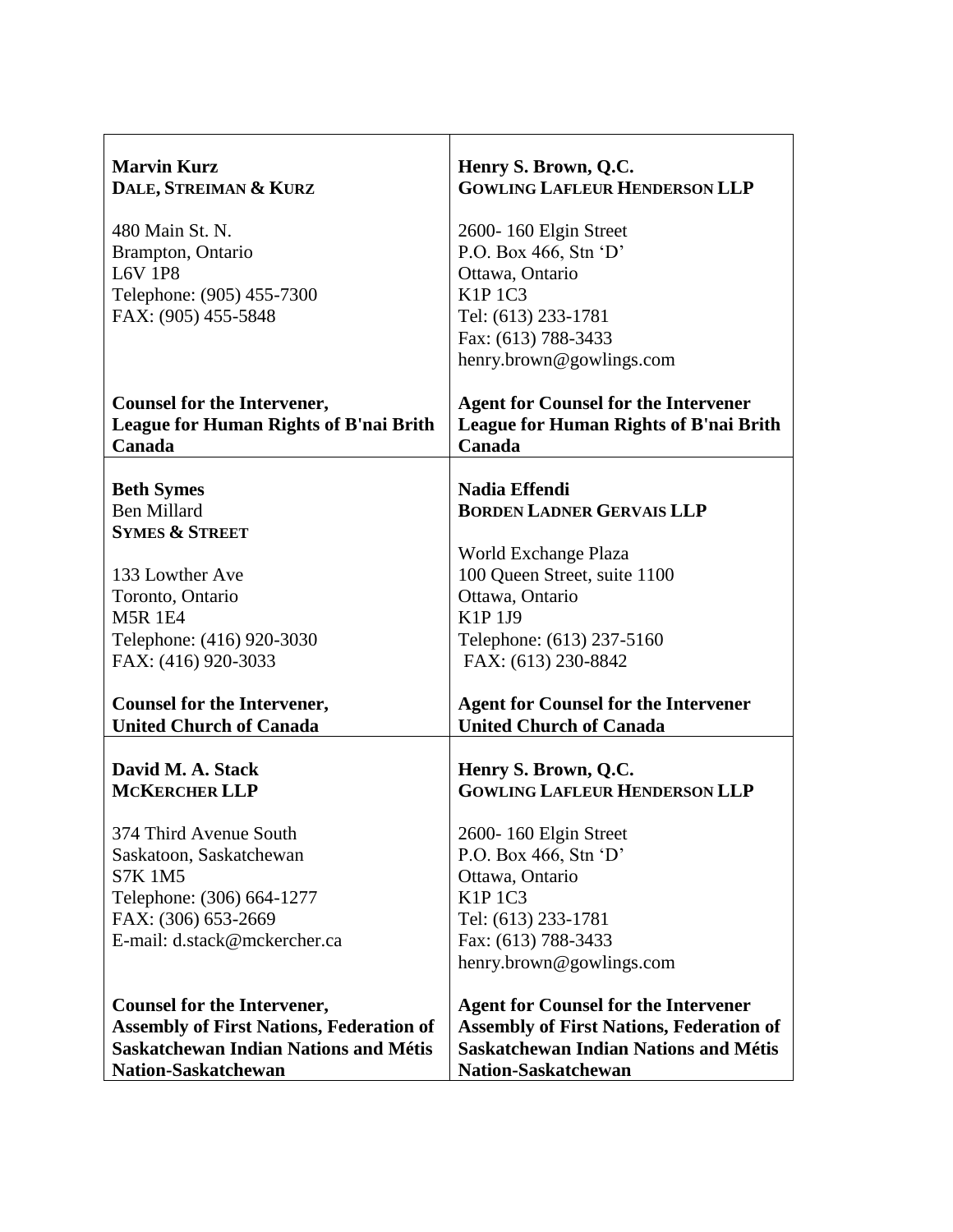| | |
|---|---|
| **Marvin Kurz**<br>**DALE, STREIMAN & KURZ**<br><br>480 Main St. N.<br>Brampton, Ontario<br>L6V 1P8<br>Telephone: (905) 455-7300<br>FAX: (905) 455-5848<br><br>**Counsel for the Intervener,**<br>**League for Human Rights of B'nai Brith Canada** | **Henry S. Brown, Q.C.**<br>**GOWLING LAFLEUR HENDERSON LLP**<br><br>2600- 160 Elgin Street<br>P.O. Box 466, Stn 'D'<br>Ottawa, Ontario<br>K1P 1C3<br>Tel: (613) 233-1781<br>Fax: (613) 788-3433<br>henry.brown@gowlings.com<br><br>**Agent for Counsel for the Intervener**<br>**League for Human Rights of B'nai Brith Canada** |
| **Beth Symes**<br>Ben Millard<br>**SYMES & STREET**<br><br>133 Lowther Ave<br>Toronto, Ontario<br>M5R 1E4<br>Telephone: (416) 920-3030<br>FAX: (416) 920-3033<br><br>**Counsel for the Intervener,**<br>**United Church of Canada** | **Nadia Effendi**<br>**BORDEN LADNER GERVAIS LLP**<br><br>World Exchange Plaza<br>100 Queen Street, suite 1100<br>Ottawa, Ontario<br>K1P 1J9<br>Telephone: (613) 237-5160<br>FAX: (613) 230-8842<br><br>**Agent for Counsel for the Intervener**<br>**United Church of Canada** |
| **David M. A. Stack**<br>**MCKERCHER LLP**<br><br>374 Third Avenue South<br>Saskatoon, Saskatchewan<br>S7K 1M5<br>Telephone: (306) 664-1277<br>FAX: (306) 653-2669<br>E-mail: d.stack@mckercher.ca<br><br>**Counsel for the Intervener,**<br>**Assembly of First Nations, Federation of Saskatchewan Indian Nations and Métis Nation-Saskatchewan** | **Henry S. Brown, Q.C.**<br>**GOWLING LAFLEUR HENDERSON LLP**<br><br>2600- 160 Elgin Street<br>P.O. Box 466, Stn 'D'<br>Ottawa, Ontario<br>K1P 1C3<br>Tel: (613) 233-1781<br>Fax: (613) 788-3433<br>henry.brown@gowlings.com<br><br>**Agent for Counsel for the Intervener**<br>**Assembly of First Nations, Federation of Saskatchewan Indian Nations and Métis Nation-Saskatchewan** |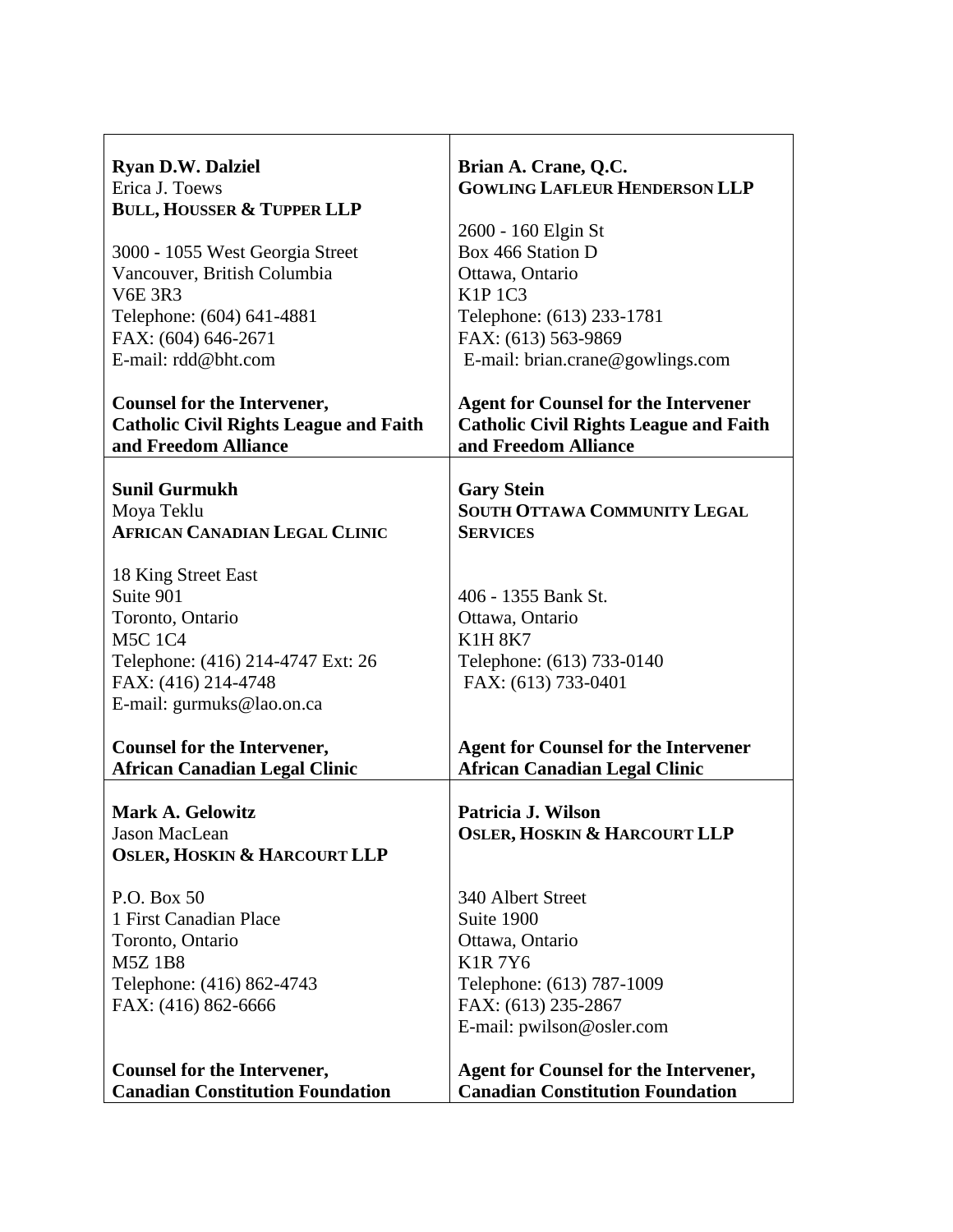| | |
|---|---|
| **Ryan D.W. Dalziel**<br>Erica J. Toews<br>**BULL, HOUSSER & TUPPER LLP**<br><br>3000 - 1055 West Georgia Street<br>Vancouver, British Columbia<br>V6E 3R3<br>Telephone: (604) 641-4881<br>FAX: (604) 646-2671<br>E-mail: rdd@bht.com<br><br>**Counsel for the Intervener, Catholic Civil Rights League and Faith and Freedom Alliance** | **Brian A. Crane, Q.C.**<br>**GOWLING LAFLEUR HENDERSON LLP**<br><br>2600 - 160 Elgin St<br>Box 466 Station D<br>Ottawa, Ontario<br>K1P 1C3<br>Telephone: (613) 233-1781<br>FAX: (613) 563-9869<br>E-mail: brian.crane@gowlings.com<br><br>**Agent for Counsel for the Intervener Catholic Civil Rights League and Faith and Freedom Alliance** |
| **Sunil Gurmukh**<br>Moya Teklu<br>**AFRICAN CANADIAN LEGAL CLINIC**<br><br>18 King Street East<br>Suite 901<br>Toronto, Ontario<br>M5C 1C4<br>Telephone: (416) 214-4747 Ext: 26<br>FAX: (416) 214-4748<br>E-mail: gurmuks@lao.on.ca<br><br>**Counsel for the Intervener, African Canadian Legal Clinic** | **Gary Stein**<br>**SOUTH OTTAWA COMMUNITY LEGAL SERVICES**<br><br>406 - 1355 Bank St.<br>Ottawa, Ontario<br>K1H 8K7<br>Telephone: (613) 733-0140<br>FAX: (613) 733-0401<br><br>**Agent for Counsel for the Intervener African Canadian Legal Clinic** |
| **Mark A. Gelowitz**<br>Jason MacLean<br>**OSLER, HOSKIN & HARCOURT LLP**<br><br>P.O. Box 50<br>1 First Canadian Place<br>Toronto, Ontario<br>M5Z 1B8<br>Telephone: (416) 862-4743<br>FAX: (416) 862-6666<br><br>**Counsel for the Intervener, Canadian Constitution Foundation** | **Patricia J. Wilson**<br>**OSLER, HOSKIN & HARCOURT LLP**<br><br>340 Albert Street<br>Suite 1900<br>Ottawa, Ontario<br>K1R 7Y6<br>Telephone: (613) 787-1009<br>FAX: (613) 235-2867<br>E-mail: pwilson@osler.com<br><br>**Agent for Counsel for the Intervener, Canadian Constitution Foundation** |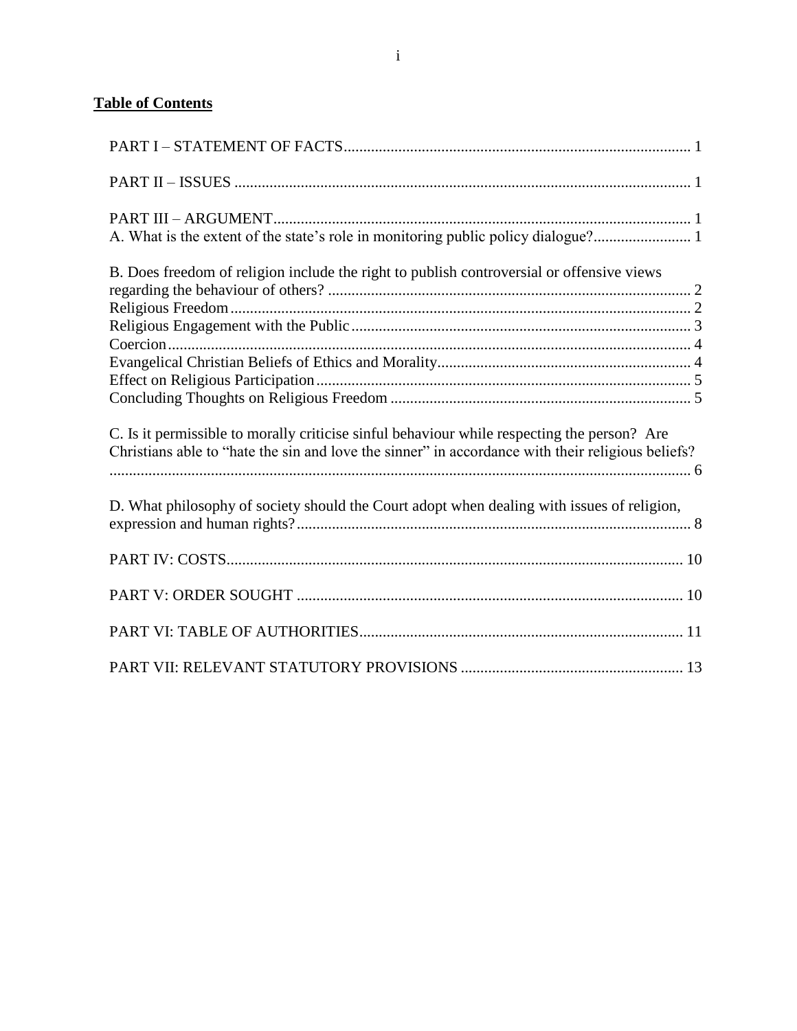**Table of Contents**

PART I – STATEMENT OF FACTS ........................................................................................ 1

PART II – ISSUES ................................................................................................................... 1

PART III – ARGUMENT......................................................................................................... 1
A. What is the extent of the state's role in monitoring public policy dialogue?......................... 1

B. Does freedom of religion include the right to publish controversial or offensive views regarding the behaviour of others? ............................................................................................ 2
Religious Freedom .................................................................................................................... 2
Religious Engagement with the Public ...................................................................................... 3
Coercion .................................................................................................................................... 4
Evangelical Christian Beliefs of Ethics and Morality................................................................ 4
Effect on Religious Participation ............................................................................................... 5
Concluding Thoughts on Religious Freedom ............................................................................ 5

C. Is it permissible to morally criticise sinful behaviour while respecting the person? Are Christians able to "hate the sin and love the sinner" in accordance with their religious beliefs? ................................................................................................................................... 6

D. What philosophy of society should the Court adopt when dealing with issues of religion, expression and human rights?.................................................................................................... 8

PART IV: COSTS.................................................................................................................... 10

PART V: ORDER SOUGHT .................................................................................................. 10

PART VI: TABLE OF AUTHORITIES.................................................................................. 11

PART VII: RELEVANT STATUTORY PROVISIONS ........................................................ 13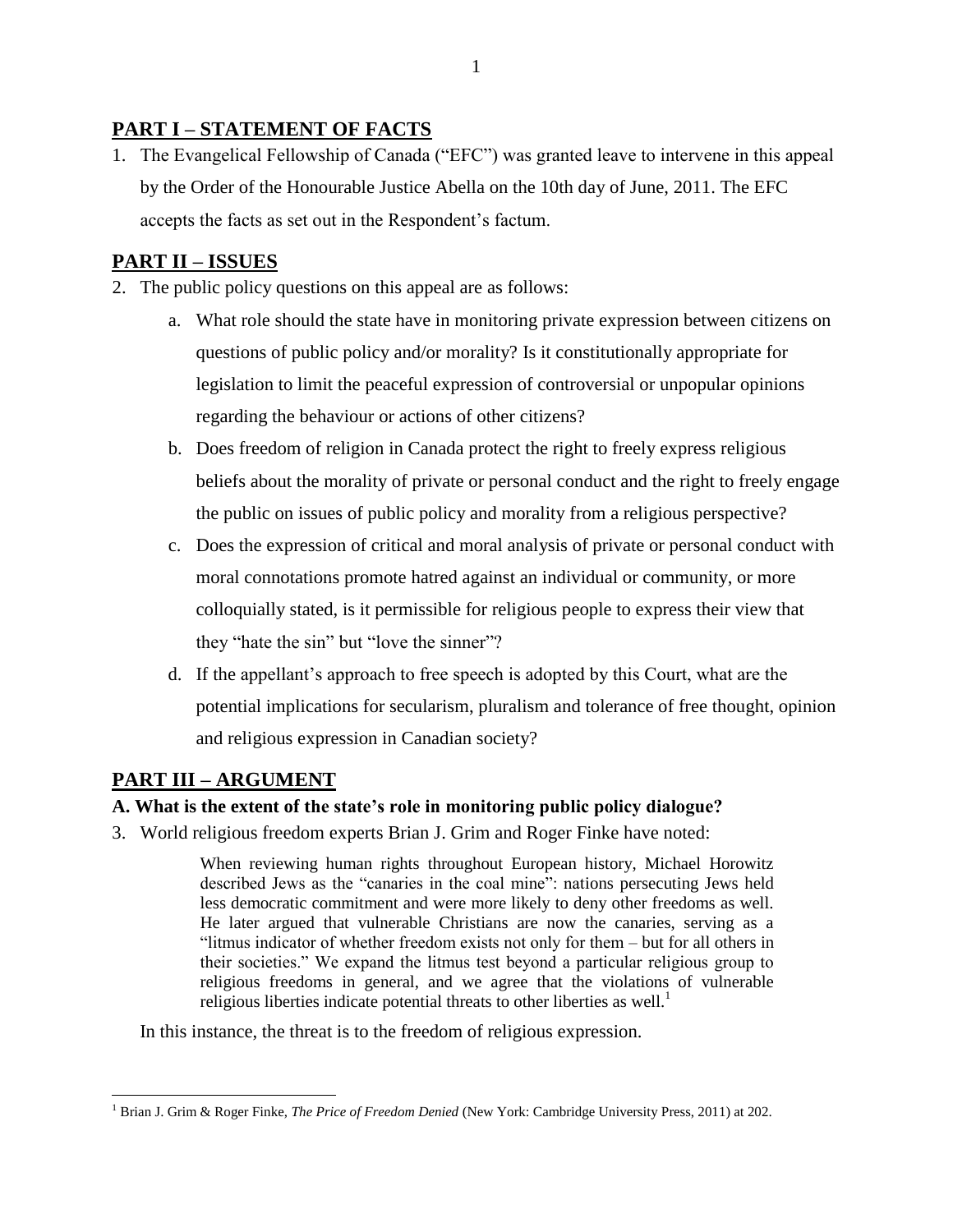## PART I – STATEMENT OF FACTS

1. The Evangelical Fellowship of Canada ("EFC") was granted leave to intervene in this appeal by the Order of the Honourable Justice Abella on the 10th day of June, 2011. The EFC accepts the facts as set out in the Respondent's factum.

## PART II – ISSUES

2. The public policy questions on this appeal are as follows:

   a. What role should the state have in monitoring private expression between citizens on questions of public policy and/or morality? Is it constitutionally appropriate for legislation to limit the peaceful expression of controversial or unpopular opinions regarding the behaviour or actions of other citizens?

   b. Does freedom of religion in Canada protect the right to freely express religious beliefs about the morality of private or personal conduct and the right to freely engage the public on issues of public policy and morality from a religious perspective?

   c. Does the expression of critical and moral analysis of private or personal conduct with moral connotations promote hatred against an individual or community, or more colloquially stated, is it permissible for religious people to express their view that they "hate the sin" but "love the sinner"?

   d. If the appellant's approach to free speech is adopted by this Court, what are the potential implications for secularism, pluralism and tolerance of free thought, opinion and religious expression in Canadian society?

## PART III – ARGUMENT

### A. What is the extent of the state's role in monitoring public policy dialogue?

3. World religious freedom experts Brian J. Grim and Roger Finke have noted:

> When reviewing human rights throughout European history, Michael Horowitz described Jews as the "canaries in the coal mine": nations persecuting Jews held less democratic commitment and were more likely to deny other freedoms as well. He later argued that vulnerable Christians are now the canaries, serving as a "litmus indicator of whether freedom exists not only for them – but for all others in their societies." We expand the litmus test beyond a particular religious group to religious freedoms in general, and we agree that the violations of vulnerable religious liberties indicate potential threats to other liberties as well.[1]

In this instance, the threat is to the freedom of religious expression.

---

[1] Brian J. Grim & Roger Finke, *The Price of Freedom Denied* (New York: Cambridge University Press, 2011) at 202.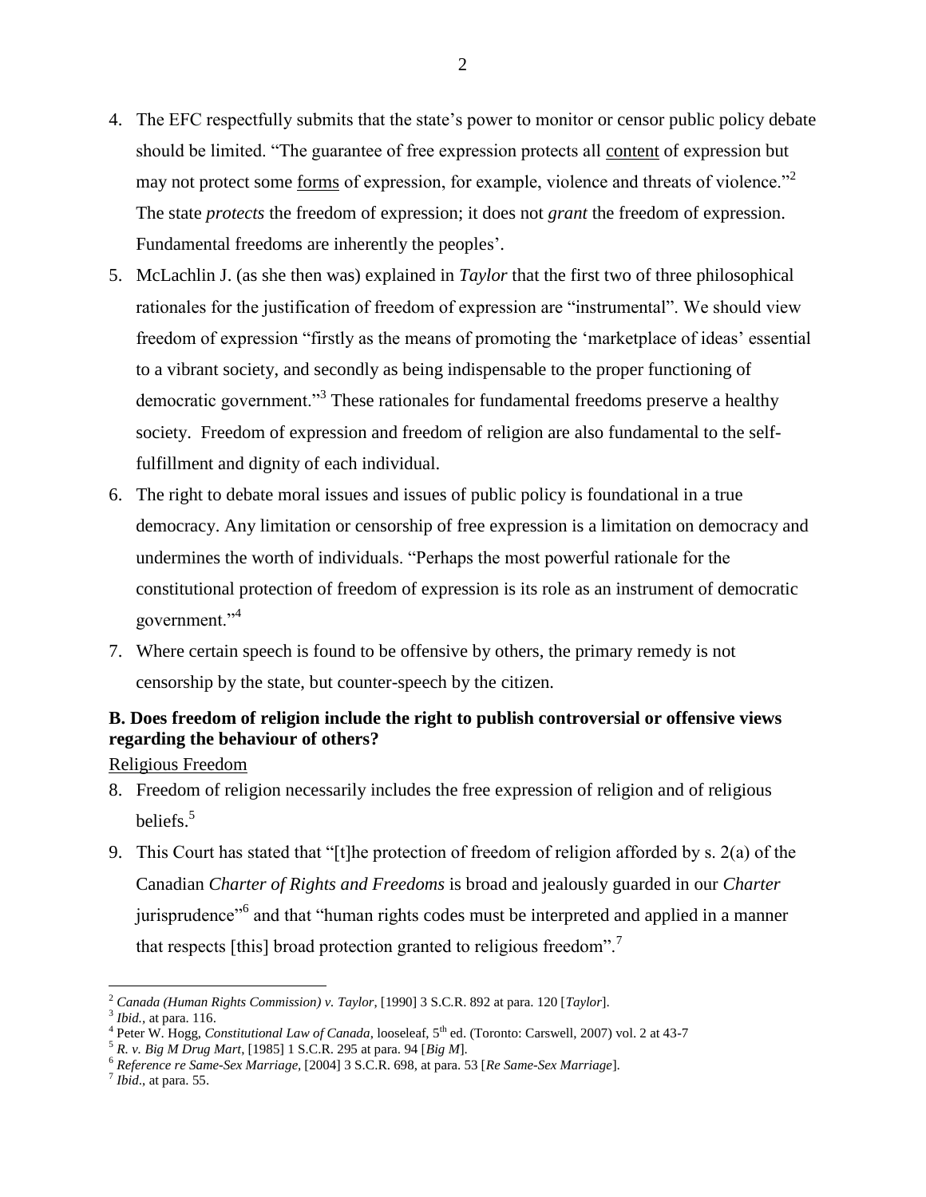4. The EFC respectfully submits that the state's power to monitor or censor public policy debate should be limited. "The guarantee of free expression protects all content of expression but may not protect some forms of expression, for example, violence and threats of violence."[2] The state *protects* the freedom of expression; it does not *grant* the freedom of expression. Fundamental freedoms are inherently the peoples'.

5. McLachlin J. (as she then was) explained in *Taylor* that the first two of three philosophical rationales for the justification of freedom of expression are "instrumental". We should view freedom of expression "firstly as the means of promoting the 'marketplace of ideas' essential to a vibrant society, and secondly as being indispensable to the proper functioning of democratic government."[3] These rationales for fundamental freedoms preserve a healthy society. Freedom of expression and freedom of religion are also fundamental to the self-fulfillment and dignity of each individual.

6. The right to debate moral issues and issues of public policy is foundational in a true democracy. Any limitation or censorship of free expression is a limitation on democracy and undermines the worth of individuals. "Perhaps the most powerful rationale for the constitutional protection of freedom of expression is its role as an instrument of democratic government."[4]

7. Where certain speech is found to be offensive by others, the primary remedy is not censorship by the state, but counter-speech by the citizen.

**B. Does freedom of religion include the right to publish controversial or offensive views regarding the behaviour of others?**

Religious Freedom

8. Freedom of religion necessarily includes the free expression of religion and of religious beliefs.[5]

9. This Court has stated that "[t]he protection of freedom of religion afforded by s. 2(a) of the Canadian *Charter of Rights and Freedoms* is broad and jealously guarded in our *Charter* jurisprudence"[6] and that "human rights codes must be interpreted and applied in a manner that respects [this] broad protection granted to religious freedom".[7]

---

[2] *Canada (Human Rights Commission) v. Taylor*, [1990] 3 S.C.R. 892 at para. 120 [*Taylor*].

[3] *Ibid.*, at para. 116.

[4] Peter W. Hogg, *Constitutional Law of Canada*, looseleaf, 5th ed. (Toronto: Carswell, 2007) vol. 2 at 43-7

[5] *R. v. Big M Drug Mart*, [1985] 1 S.C.R. 295 at para. 94 [*Big M*].

[6] *Reference re Same-Sex Marriage*, [2004] 3 S.C.R. 698, at para. 53 [*Re Same-Sex Marriage*].

[7] *Ibid*., at para. 55.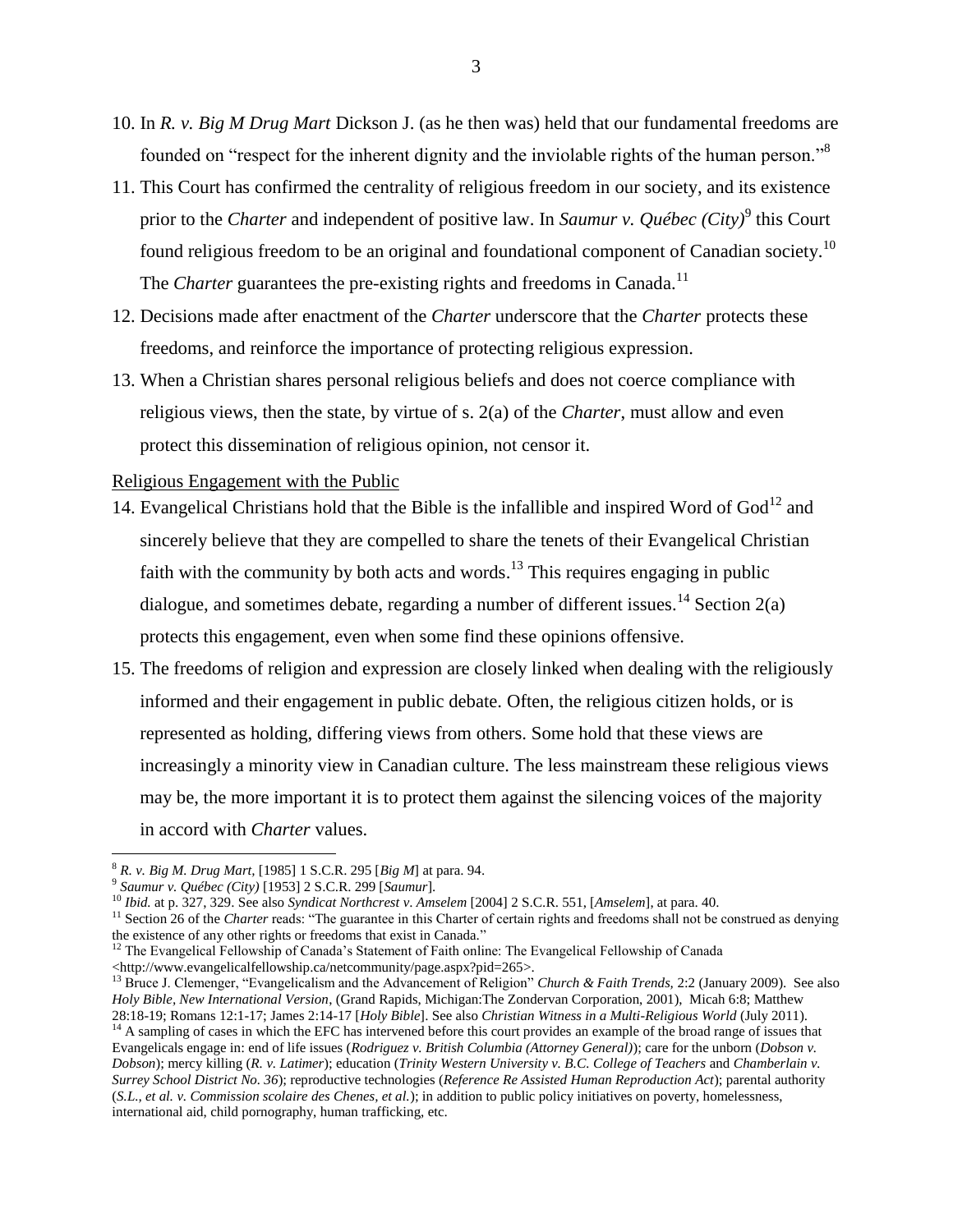10. In *R. v. Big M Drug Mart* Dickson J. (as he then was) held that our fundamental freedoms are founded on "respect for the inherent dignity and the inviolable rights of the human person."[8]

11. This Court has confirmed the centrality of religious freedom in our society, and its existence prior to the *Charter* and independent of positive law. In *Saumur v. Québec (City)*[9] this Court found religious freedom to be an original and foundational component of Canadian society.[10] The *Charter* guarantees the pre-existing rights and freedoms in Canada.[11]

12. Decisions made after enactment of the *Charter* underscore that the *Charter* protects these freedoms, and reinforce the importance of protecting religious expression.

13. When a Christian shares personal religious beliefs and does not coerce compliance with religious views, then the state, by virtue of s. 2(a) of the *Charter*, must allow and even protect this dissemination of religious opinion, not censor it.

<u>Religious Engagement with the Public</u>

14. Evangelical Christians hold that the Bible is the infallible and inspired Word of God[12] and sincerely believe that they are compelled to share the tenets of their Evangelical Christian faith with the community by both acts and words.[13] This requires engaging in public dialogue, and sometimes debate, regarding a number of different issues.[14] Section 2(a) protects this engagement, even when some find these opinions offensive.

15. The freedoms of religion and expression are closely linked when dealing with the religiously informed and their engagement in public debate. Often, the religious citizen holds, or is represented as holding, differing views from others. Some hold that these views are increasingly a minority view in Canadian culture. The less mainstream these religious views may be, the more important it is to protect them against the silencing voices of the majority in accord with *Charter* values.

---

[8] *R. v. Big M. Drug Mart*, [1985] 1 S.C.R. 295 [*Big M*] at para. 94.

[9] *Saumur v. Québec (City)* [1953] 2 S.C.R. 299 [*Saumur*].

[10] *Ibid.* at p. 327, 329. See also *Syndicat Northcrest v. Amselem* [2004] 2 S.C.R. 551, [*Amselem*], at para. 40.

[11] Section 26 of the *Charter* reads: "The guarantee in this Charter of certain rights and freedoms shall not be construed as denying the existence of any other rights or freedoms that exist in Canada."

[12] The Evangelical Fellowship of Canada's Statement of Faith online: The Evangelical Fellowship of Canada <http://www.evangelicalfellowship.ca/netcommunity/page.aspx?pid=265>.

[13] Bruce J. Clemenger, "Evangelicalism and the Advancement of Religion" *Church & Faith Trends*, 2:2 (January 2009). See also *Holy Bible, New International Version*, (Grand Rapids, Michigan:The Zondervan Corporation, 2001), Micah 6:8; Matthew 28:18-19; Romans 12:1-17; James 2:14-17 [*Holy Bible*]. See also *Christian Witness in a Multi-Religious World* (July 2011).

[14] A sampling of cases in which the EFC has intervened before this court provides an example of the broad range of issues that Evangelicals engage in: end of life issues (*Rodriguez v. British Columbia (Attorney General)*); care for the unborn (*Dobson v. Dobson*); mercy killing (*R. v. Latimer*); education (*Trinity Western University v. B.C. College of Teachers* and *Chamberlain v. Surrey School District No. 36*); reproductive technologies (*Reference Re Assisted Human Reproduction Act*); parental authority (*S.L., et al. v. Commission scolaire des Chenes, et al.*); in addition to public policy initiatives on poverty, homelessness, international aid, child pornography, human trafficking, etc.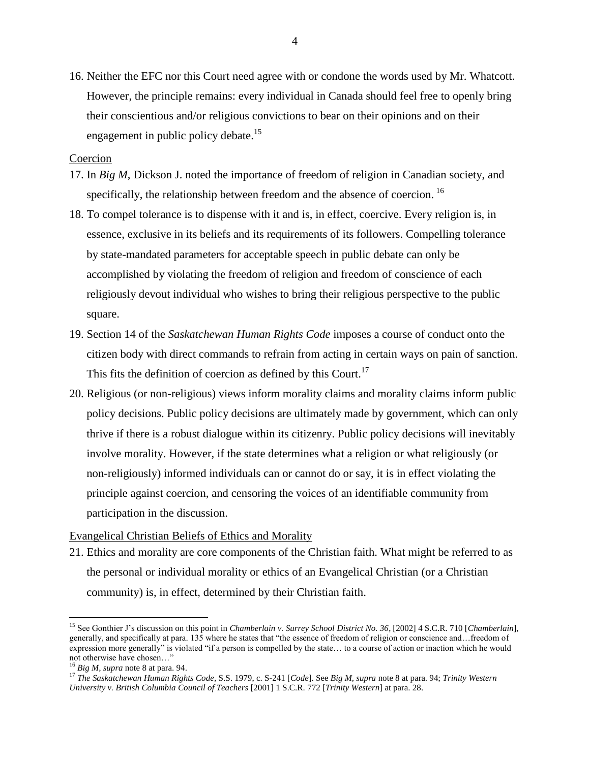16. Neither the EFC nor this Court need agree with or condone the words used by Mr. Whatcott. However, the principle remains: every individual in Canada should feel free to openly bring their conscientious and/or religious convictions to bear on their opinions and on their engagement in public policy debate.[15]

Coercion

17. In *Big M*, Dickson J. noted the importance of freedom of religion in Canadian society, and specifically, the relationship between freedom and the absence of coercion. [16]

18. To compel tolerance is to dispense with it and is, in effect, coercive. Every religion is, in essence, exclusive in its beliefs and its requirements of its followers. Compelling tolerance by state-mandated parameters for acceptable speech in public debate can only be accomplished by violating the freedom of religion and freedom of conscience of each religiously devout individual who wishes to bring their religious perspective to the public square.

19. Section 14 of the *Saskatchewan Human Rights Code* imposes a course of conduct onto the citizen body with direct commands to refrain from acting in certain ways on pain of sanction. This fits the definition of coercion as defined by this Court.[17]

20. Religious (or non-religious) views inform morality claims and morality claims inform public policy decisions. Public policy decisions are ultimately made by government, which can only thrive if there is a robust dialogue within its citizenry. Public policy decisions will inevitably involve morality. However, if the state determines what a religion or what religiously (or non-religiously) informed individuals can or cannot do or say, it is in effect violating the principle against coercion, and censoring the voices of an identifiable community from participation in the discussion.

Evangelical Christian Beliefs of Ethics and Morality

21. Ethics and morality are core components of the Christian faith. What might be referred to as the personal or individual morality or ethics of an Evangelical Christian (or a Christian community) is, in effect, determined by their Christian faith.

---

[15] See Gonthier J's discussion on this point in *Chamberlain v. Surrey School District No. 36*, [2002] 4 S.C.R. 710 [*Chamberlain*], generally, and specifically at para. 135 where he states that "the essence of freedom of religion or conscience and…freedom of expression more generally" is violated "if a person is compelled by the state… to a course of action or inaction which he would not otherwise have chosen…"

[16] *Big M*, *supra* note 8 at para. 94.

[17] *The Saskatchewan Human Rights Code*, S.S. 1979, c. S-241 [*Code*]. See *Big M, supra* note 8 at para. 94; *Trinity Western University v. British Columbia Council of Teachers* [2001] 1 S.C.R. 772 [*Trinity Western*] at para. 28.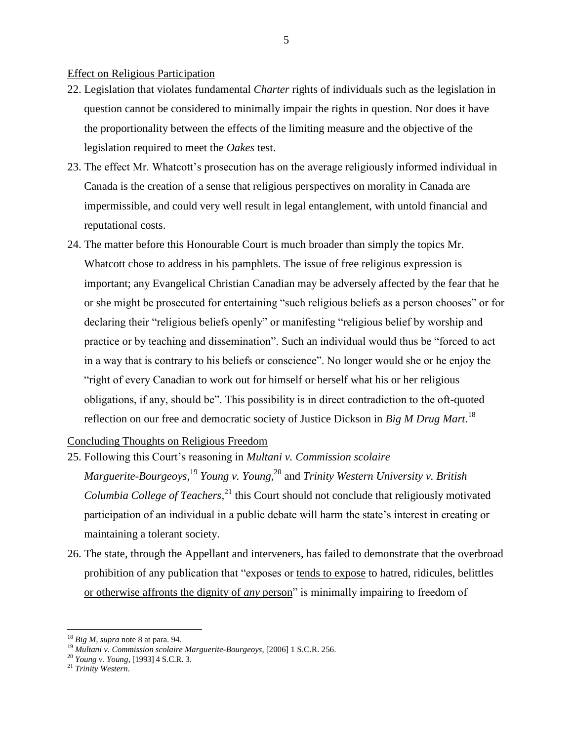<u>Effect on Religious Participation</u>

22. Legislation that violates fundamental *Charter* rights of individuals such as the legislation in question cannot be considered to minimally impair the rights in question. Nor does it have the proportionality between the effects of the limiting measure and the objective of the legislation required to meet the *Oakes* test.

23. The effect Mr. Whatcott's prosecution has on the average religiously informed individual in Canada is the creation of a sense that religious perspectives on morality in Canada are impermissible, and could very well result in legal entanglement, with untold financial and reputational costs.

24. The matter before this Honourable Court is much broader than simply the topics Mr. Whatcott chose to address in his pamphlets. The issue of free religious expression is important; any Evangelical Christian Canadian may be adversely affected by the fear that he or she might be prosecuted for entertaining "such religious beliefs as a person chooses" or for declaring their "religious beliefs openly" or manifesting "religious belief by worship and practice or by teaching and dissemination". Such an individual would thus be "forced to act in a way that is contrary to his beliefs or conscience". No longer would she or he enjoy the "right of every Canadian to work out for himself or herself what his or her religious obligations, if any, should be". This possibility is in direct contradiction to the oft-quoted reflection on our free and democratic society of Justice Dickson in *Big M Drug Mart*.[18]

<u>Concluding Thoughts on Religious Freedom</u>

25. Following this Court's reasoning in *Multani v. Commission scolaire Marguerite-Bourgeoys,*[19] *Young v. Young,*[20] and *Trinity Western University v. British Columbia College of Teachers,*[21] this Court should not conclude that religiously motivated participation of an individual in a public debate will harm the state's interest in creating or maintaining a tolerant society.

26. The state, through the Appellant and interveners, has failed to demonstrate that the overbroad prohibition of any publication that "exposes or <u>tends to expose</u> to hatred, ridicules, belittles <u>or otherwise affronts the dignity of *any* person</u>" is minimally impairing to freedom of

---

[18] *Big M*, *supra* note 8 at para. 94.

[19] *Multani v. Commission scolaire Marguerite-Bourgeoys*, [2006] 1 S.C.R. 256.

[20] *Young v. Young*, [1993] 4 S.C.R. 3.

[21] *Trinity Western*.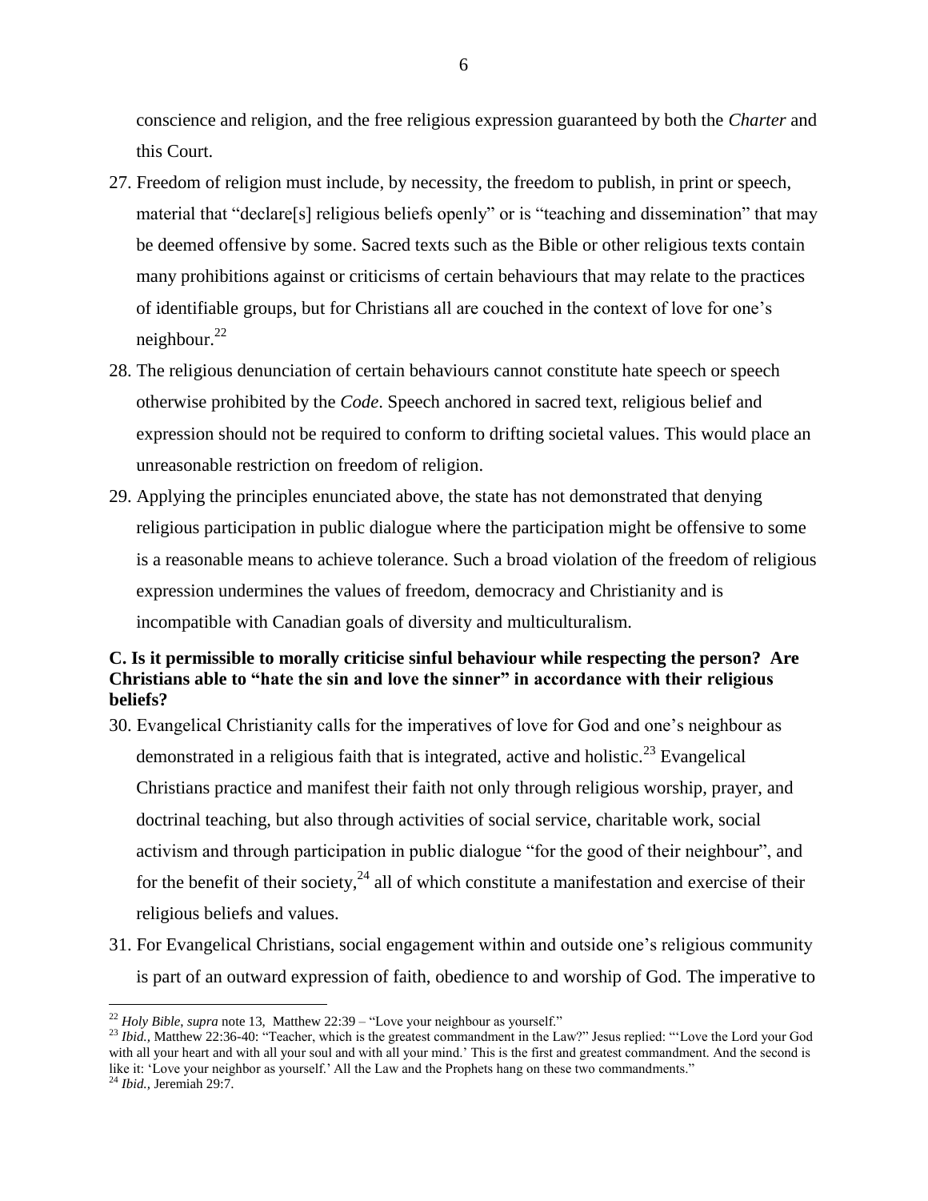conscience and religion, and the free religious expression guaranteed by both the *Charter* and this Court.

27. Freedom of religion must include, by necessity, the freedom to publish, in print or speech, material that "declare[s] religious beliefs openly" or is "teaching and dissemination" that may be deemed offensive by some. Sacred texts such as the Bible or other religious texts contain many prohibitions against or criticisms of certain behaviours that may relate to the practices of identifiable groups, but for Christians all are couched in the context of love for one's neighbour.[22]

28. The religious denunciation of certain behaviours cannot constitute hate speech or speech otherwise prohibited by the *Code*. Speech anchored in sacred text, religious belief and expression should not be required to conform to drifting societal values. This would place an unreasonable restriction on freedom of religion.

29. Applying the principles enunciated above, the state has not demonstrated that denying religious participation in public dialogue where the participation might be offensive to some is a reasonable means to achieve tolerance. Such a broad violation of the freedom of religious expression undermines the values of freedom, democracy and Christianity and is incompatible with Canadian goals of diversity and multiculturalism.

### C. Is it permissible to morally criticise sinful behaviour while respecting the person? Are Christians able to "hate the sin and love the sinner" in accordance with their religious beliefs?

30. Evangelical Christianity calls for the imperatives of love for God and one's neighbour as demonstrated in a religious faith that is integrated, active and holistic.[23] Evangelical Christians practice and manifest their faith not only through religious worship, prayer, and doctrinal teaching, but also through activities of social service, charitable work, social activism and through participation in public dialogue "for the good of their neighbour", and for the benefit of their society,[24] all of which constitute a manifestation and exercise of their religious beliefs and values.

31. For Evangelical Christians, social engagement within and outside one's religious community is part of an outward expression of faith, obedience to and worship of God. The imperative to

---

[22] *Holy Bible*, *supra* note 13, Matthew 22:39 – "Love your neighbour as yourself."

[23] *Ibid.*, Matthew 22:36-40: "Teacher, which is the greatest commandment in the Law?" Jesus replied: "'Love the Lord your God with all your heart and with all your soul and with all your mind.' This is the first and greatest commandment. And the second is like it: 'Love your neighbor as yourself.' All the Law and the Prophets hang on these two commandments."

[24] *Ibid.*, Jeremiah 29:7.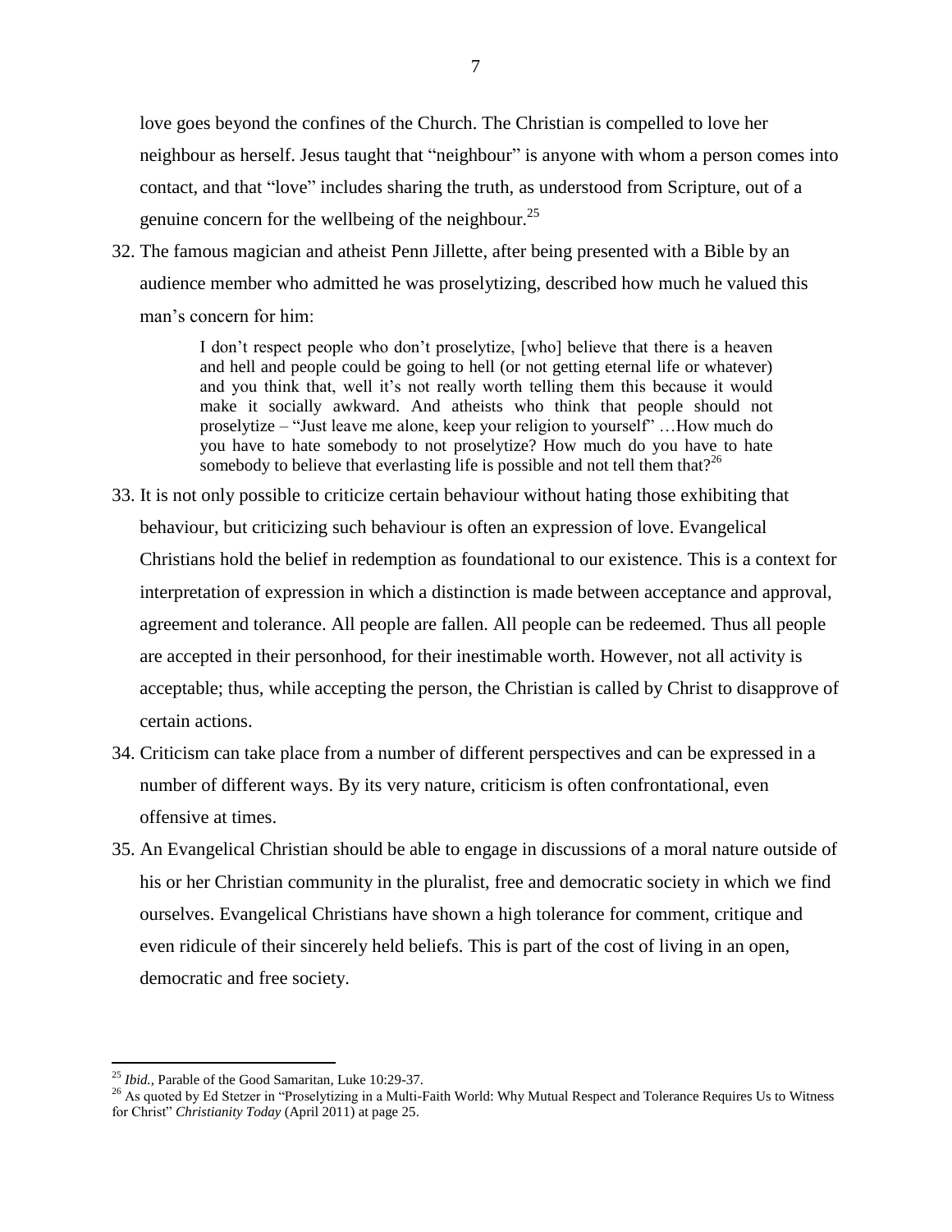love goes beyond the confines of the Church. The Christian is compelled to love her neighbour as herself. Jesus taught that "neighbour" is anyone with whom a person comes into contact, and that "love" includes sharing the truth, as understood from Scripture, out of a genuine concern for the wellbeing of the neighbour.[25]

32. The famous magician and atheist Penn Jillette, after being presented with a Bible by an audience member who admitted he was proselytizing, described how much he valued this man's concern for him:

> I don't respect people who don't proselytize, [who] believe that there is a heaven and hell and people could be going to hell (or not getting eternal life or whatever) and you think that, well it's not really worth telling them this because it would make it socially awkward. And atheists who think that people should not proselytize – "Just leave me alone, keep your religion to yourself" …How much do you have to hate somebody to not proselytize? How much do you have to hate somebody to believe that everlasting life is possible and not tell them that?[26]

33. It is not only possible to criticize certain behaviour without hating those exhibiting that behaviour, but criticizing such behaviour is often an expression of love. Evangelical Christians hold the belief in redemption as foundational to our existence. This is a context for interpretation of expression in which a distinction is made between acceptance and approval, agreement and tolerance. All people are fallen. All people can be redeemed. Thus all people are accepted in their personhood, for their inestimable worth. However, not all activity is acceptable; thus, while accepting the person, the Christian is called by Christ to disapprove of certain actions.

34. Criticism can take place from a number of different perspectives and can be expressed in a number of different ways. By its very nature, criticism is often confrontational, even offensive at times.

35. An Evangelical Christian should be able to engage in discussions of a moral nature outside of his or her Christian community in the pluralist, free and democratic society in which we find ourselves. Evangelical Christians have shown a high tolerance for comment, critique and even ridicule of their sincerely held beliefs. This is part of the cost of living in an open, democratic and free society.

---

[25] *Ibid.*, Parable of the Good Samaritan, Luke 10:29-37.

[26] As quoted by Ed Stetzer in "Proselytizing in a Multi-Faith World: Why Mutual Respect and Tolerance Requires Us to Witness for Christ" *Christianity Today* (April 2011) at page 25.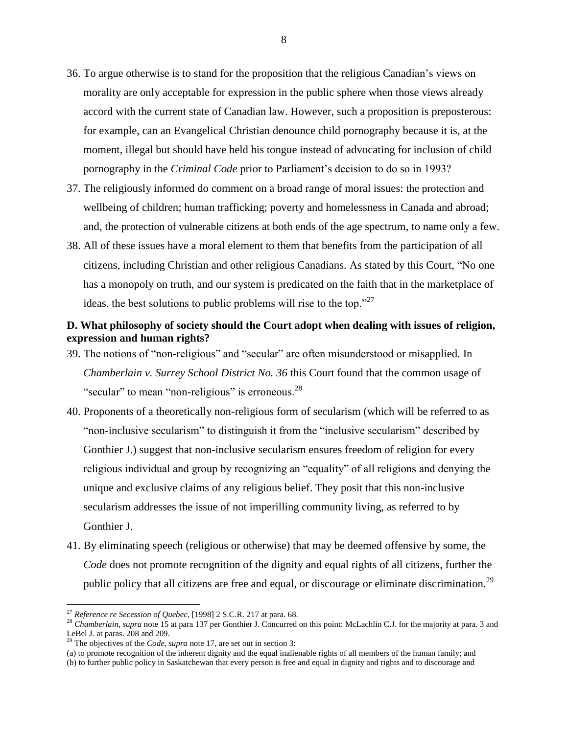36. To argue otherwise is to stand for the proposition that the religious Canadian's views on morality are only acceptable for expression in the public sphere when those views already accord with the current state of Canadian law. However, such a proposition is preposterous: for example, can an Evangelical Christian denounce child pornography because it is, at the moment, illegal but should have held his tongue instead of advocating for inclusion of child pornography in the *Criminal Code* prior to Parliament's decision to do so in 1993?

37. The religiously informed do comment on a broad range of moral issues: the protection and wellbeing of children; human trafficking; poverty and homelessness in Canada and abroad; and, the protection of vulnerable citizens at both ends of the age spectrum, to name only a few.

38. All of these issues have a moral element to them that benefits from the participation of all citizens, including Christian and other religious Canadians. As stated by this Court, "No one has a monopoly on truth, and our system is predicated on the faith that in the marketplace of ideas, the best solutions to public problems will rise to the top."[27]

**D. What philosophy of society should the Court adopt when dealing with issues of religion, expression and human rights?**

39. The notions of "non-religious" and "secular" are often misunderstood or misapplied. In *Chamberlain v. Surrey School District No. 36* this Court found that the common usage of "secular" to mean "non-religious" is erroneous.[28]

40. Proponents of a theoretically non-religious form of secularism (which will be referred to as "non-inclusive secularism" to distinguish it from the "inclusive secularism" described by Gonthier J.) suggest that non-inclusive secularism ensures freedom of religion for every religious individual and group by recognizing an "equality" of all religions and denying the unique and exclusive claims of any religious belief. They posit that this non-inclusive secularism addresses the issue of not imperilling community living, as referred to by Gonthier J.

41. By eliminating speech (religious or otherwise) that may be deemed offensive by some, the *Code* does not promote recognition of the dignity and equal rights of all citizens, further the public policy that all citizens are free and equal, or discourage or eliminate discrimination.[29]

---

[27] *Reference re Secession of Quebec*, [1998] 2 S.C.R. 217 at para. 68.

[28] *Chamberlain*, *supra* note 15 at para 137 per Gonthier J. Concurred on this point: McLachlin C.J. for the majority at para. 3 and LeBel J. at paras. 208 and 209.

[29] The objectives of the *Code*, *supra* note 17, are set out in section 3:
(a) to promote recognition of the inherent dignity and the equal inalienable rights of all members of the human family; and
(b) to further public policy in Saskatchewan that every person is free and equal in dignity and rights and to discourage and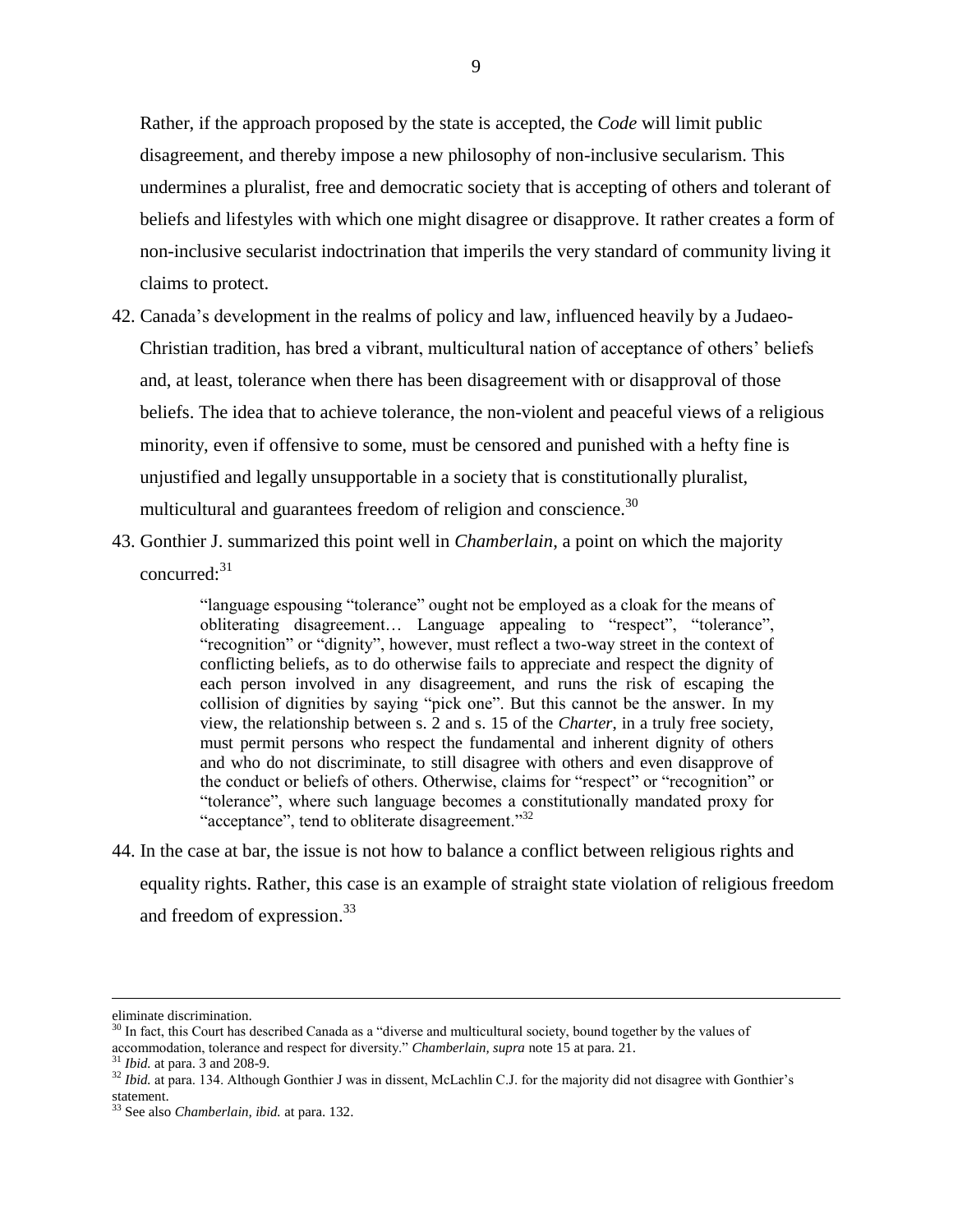Rather, if the approach proposed by the state is accepted, the *Code* will limit public disagreement, and thereby impose a new philosophy of non-inclusive secularism. This undermines a pluralist, free and democratic society that is accepting of others and tolerant of beliefs and lifestyles with which one might disagree or disapprove. It rather creates a form of non-inclusive secularist indoctrination that imperils the very standard of community living it claims to protect.

42. Canada's development in the realms of policy and law, influenced heavily by a Judaeo-Christian tradition, has bred a vibrant, multicultural nation of acceptance of others' beliefs and, at least, tolerance when there has been disagreement with or disapproval of those beliefs. The idea that to achieve tolerance, the non-violent and peaceful views of a religious minority, even if offensive to some, must be censored and punished with a hefty fine is unjustified and legally unsupportable in a society that is constitutionally pluralist, multicultural and guarantees freedom of religion and conscience.[30]

43. Gonthier J. summarized this point well in *Chamberlain*, a point on which the majority concurred:[31]

> "language espousing "tolerance" ought not be employed as a cloak for the means of obliterating disagreement… Language appealing to "respect", "tolerance", "recognition" or "dignity", however, must reflect a two-way street in the context of conflicting beliefs, as to do otherwise fails to appreciate and respect the dignity of each person involved in any disagreement, and runs the risk of escaping the collision of dignities by saying "pick one". But this cannot be the answer. In my view, the relationship between s. 2 and s. 15 of the *Charter*, in a truly free society, must permit persons who respect the fundamental and inherent dignity of others and who do not discriminate, to still disagree with others and even disapprove of the conduct or beliefs of others. Otherwise, claims for "respect" or "recognition" or "tolerance", where such language becomes a constitutionally mandated proxy for "acceptance", tend to obliterate disagreement."[32]

44. In the case at bar, the issue is not how to balance a conflict between religious rights and equality rights. Rather, this case is an example of straight state violation of religious freedom and freedom of expression.[33]

---

eliminate discrimination.

[30] In fact, this Court has described Canada as a "diverse and multicultural society, bound together by the values of accommodation, tolerance and respect for diversity." *Chamberlain, supra* note 15 at para. 21.

[31] *Ibid.* at para. 3 and 208-9.

[32] *Ibid.* at para. 134. Although Gonthier J was in dissent, McLachlin C.J. for the majority did not disagree with Gonthier's statement.

[33] See also *Chamberlain, ibid.* at para. 132.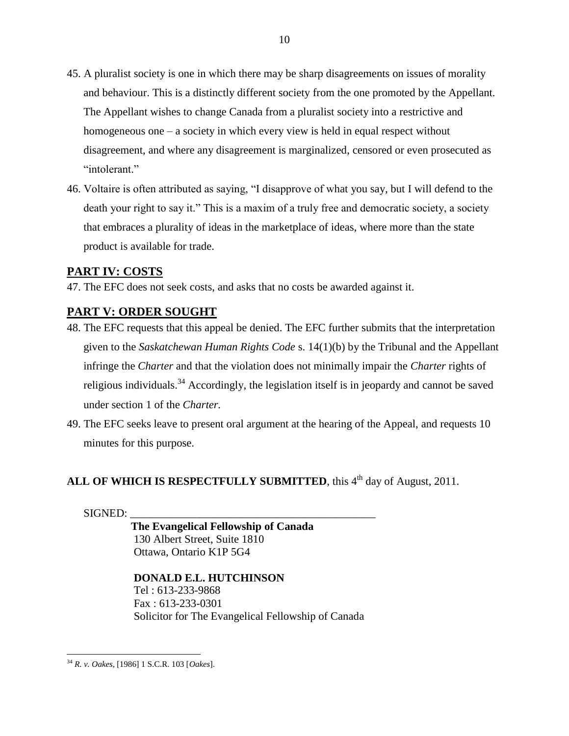45. A pluralist society is one in which there may be sharp disagreements on issues of morality and behaviour. This is a distinctly different society from the one promoted by the Appellant. The Appellant wishes to change Canada from a pluralist society into a restrictive and homogeneous one – a society in which every view is held in equal respect without disagreement, and where any disagreement is marginalized, censored or even prosecuted as "intolerant."

46. Voltaire is often attributed as saying, "I disapprove of what you say, but I will defend to the death your right to say it." This is a maxim of a truly free and democratic society, a society that embraces a plurality of ideas in the marketplace of ideas, where more than the state product is available for trade.

## PART IV: COSTS

47. The EFC does not seek costs, and asks that no costs be awarded against it.

## PART V: ORDER SOUGHT

48. The EFC requests that this appeal be denied. The EFC further submits that the interpretation given to the *Saskatchewan Human Rights Code* s. 14(1)(b) by the Tribunal and the Appellant infringe the *Charter* and that the violation does not minimally impair the *Charter* rights of religious individuals.[34] Accordingly, the legislation itself is in jeopardy and cannot be saved under section 1 of the *Charter.*

49. The EFC seeks leave to present oral argument at the hearing of the Appeal, and requests 10 minutes for this purpose.

**ALL OF WHICH IS RESPECTFULLY SUBMITTED**, this 4th day of August, 2011.

SIGNED: ____________________________________________

**The Evangelical Fellowship of Canada**
130 Albert Street, Suite 1810
Ottawa, Ontario K1P 5G4

**DONALD E.L. HUTCHINSON**
Tel : 613-233-9868
Fax : 613-233-0301
Solicitor for The Evangelical Fellowship of Canada

---

[34] *R. v. Oakes*, [1986] 1 S.C.R. 103 [*Oakes*].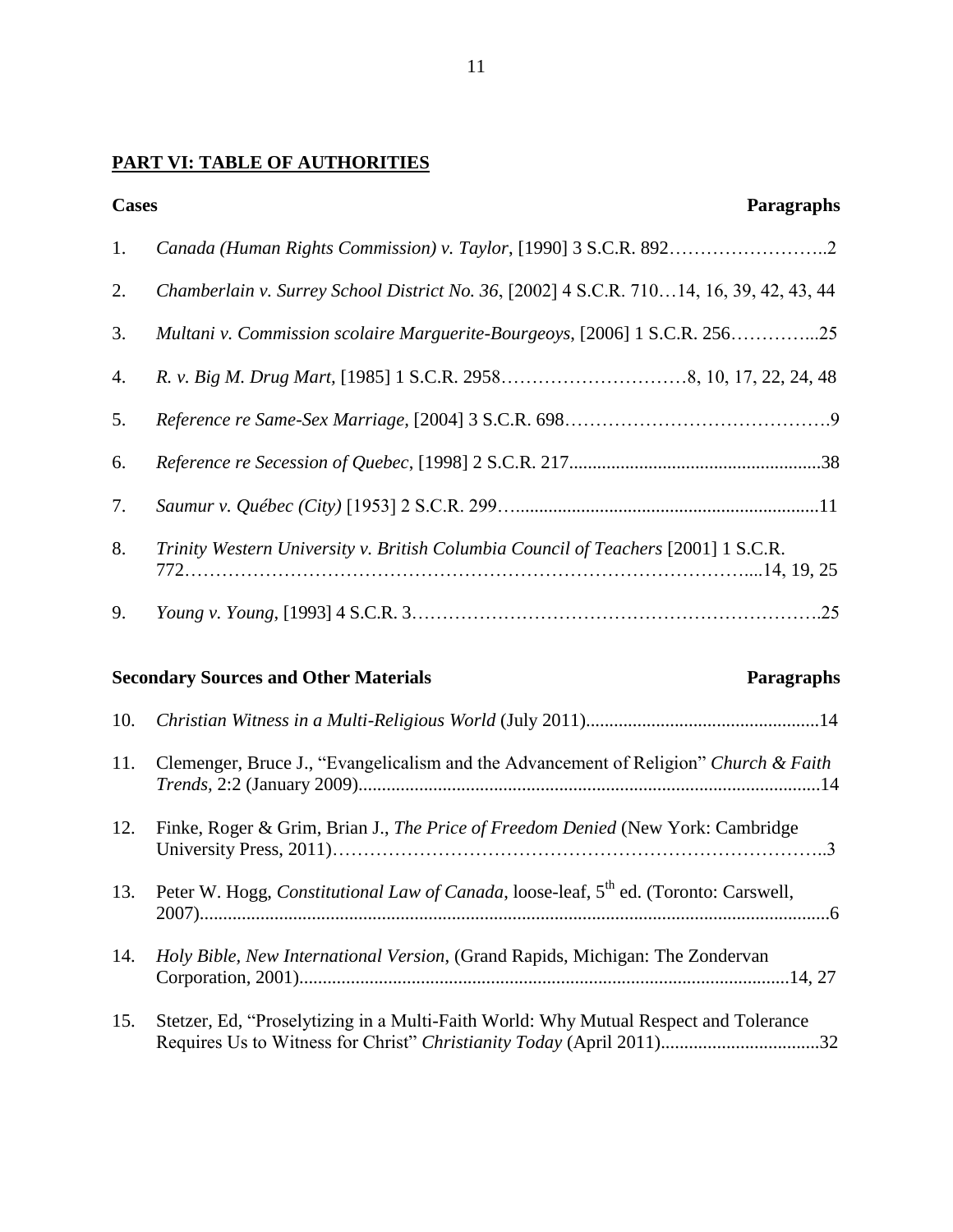## PART VI: TABLE OF AUTHORITIES

| | Cases | Paragraphs |
|---|---|---|
| 1. | *Canada (Human Rights Commission) v. Taylor*, [1990] 3 S.C.R. 892 | 2 |
| 2. | *Chamberlain v. Surrey School District No. 36*, [2002] 4 S.C.R. 710 | 14, 16, 39, 42, 43, 44 |
| 3. | *Multani v. Commission scolaire Marguerite-Bourgeoys*, [2006] 1 S.C.R. 256 | 25 |
| 4. | *R. v. Big M. Drug Mart*, [1985] 1 S.C.R. 2958 | 8, 10, 17, 22, 24, 48 |
| 5. | *Reference re Same-Sex Marriage*, [2004] 3 S.C.R. 698 | 9 |
| 6. | *Reference re Secession of Quebec*, [1998] 2 S.C.R. 217 | 38 |
| 7. | *Saumur v. Québec (City)* [1953] 2 S.C.R. 299 | 11 |
| 8. | *Trinity Western University v. British Columbia Council of Teachers* [2001] 1 S.C.R. 772 | 14, 19, 25 |
| 9. | *Young v. Young*, [1993] 4 S.C.R. 3 | 25 |

| | Secondary Sources and Other Materials | Paragraphs |
|---|---|---|
| 10. | *Christian Witness in a Multi-Religious World* (July 2011) | 14 |
| 11. | Clemenger, Bruce J., "Evangelicalism and the Advancement of Religion" *Church & Faith Trends,* 2:2 (January 2009) | 14 |
| 12. | Finke, Roger & Grim, Brian J., *The Price of Freedom Denied* (New York: Cambridge University Press, 2011) | 3 |
| 13. | Peter W. Hogg, *Constitutional Law of Canada*, loose-leaf, 5th ed. (Toronto: Carswell, 2007) | 6 |
| 14. | *Holy Bible, New International Version,* (Grand Rapids, Michigan: The Zondervan Corporation, 2001) | 14, 27 |
| 15. | Stetzer, Ed, "Proselytizing in a Multi-Faith World: Why Mutual Respect and Tolerance Requires Us to Witness for Christ" *Christianity Today* (April 2011) | 32 |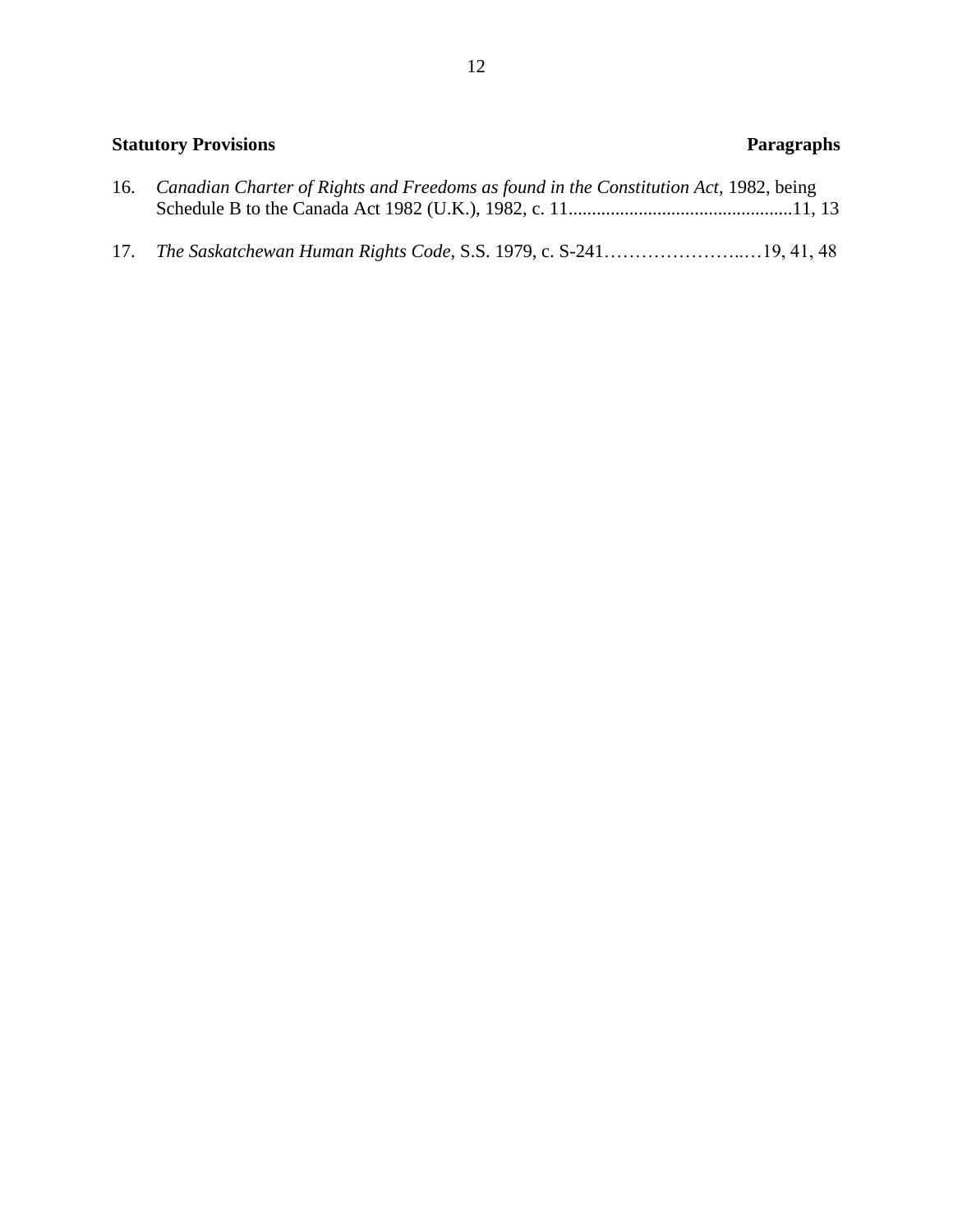**Statutory Provisions** **Paragraphs**

16. *Canadian Charter of Rights and Freedoms as found in the Constitution Act*, 1982, being Schedule B to the Canada Act 1982 (U.K.), 1982, c. 11................................................11, 13

17. *The Saskatchewan Human Rights Code,* S.S. 1979, c. S-241…………………..…19, 41, 48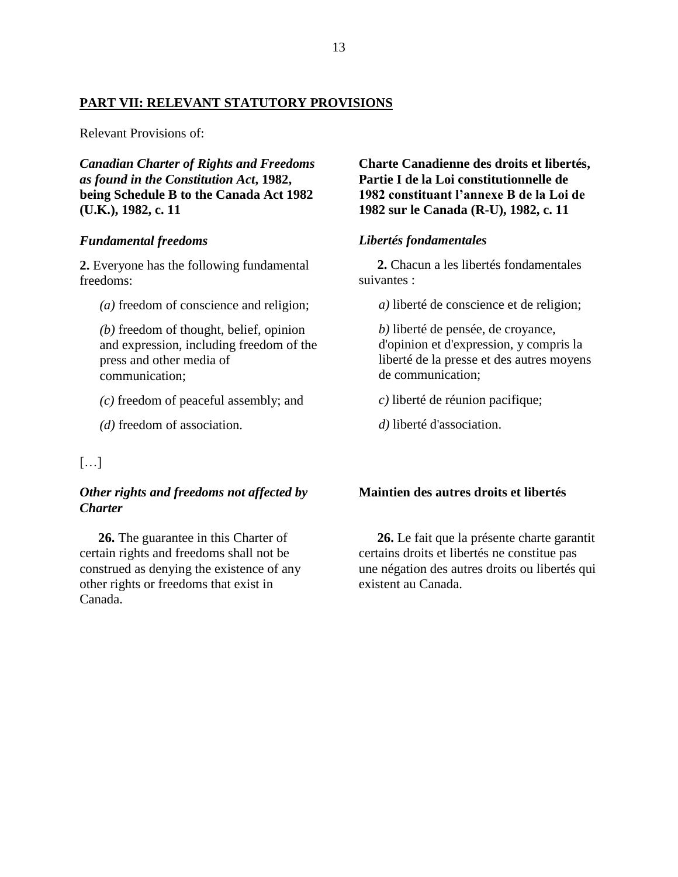## PART VII: RELEVANT STATUTORY PROVISIONS

Relevant Provisions of:

***Canadian Charter of Rights and Freedoms as found in the Constitution Act*, 1982, being Schedule B to the Canada Act 1982 (U.K.), 1982, c. 11**

***Fundamental freedoms***

**2.** Everyone has the following fundamental freedoms:

*(a)* freedom of conscience and religion;

*(b)* freedom of thought, belief, opinion and expression, including freedom of the press and other media of communication;

*(c)* freedom of peaceful assembly; and

*(d)* freedom of association.

[…]

***Other rights and freedoms not affected by Charter***

**26.** The guarantee in this Charter of certain rights and freedoms shall not be construed as denying the existence of any other rights or freedoms that exist in Canada.

**Charte Canadienne des droits et libertés, Partie I de la Loi constitutionnelle de 1982 constituant l'annexe B de la Loi de 1982 sur le Canada (R-U), 1982, c. 11**

***Libertés fondamentales***

**2.** Chacun a les libertés fondamentales suivantes :

*a)* liberté de conscience et de religion;

*b)* liberté de pensée, de croyance, d'opinion et d'expression, y compris la liberté de la presse et des autres moyens de communication;

*c)* liberté de réunion pacifique;

*d)* liberté d'association.

**Maintien des autres droits et libertés**

**26.** Le fait que la présente charte garantit certains droits et libertés ne constitue pas une négation des autres droits ou libertés qui existent au Canada.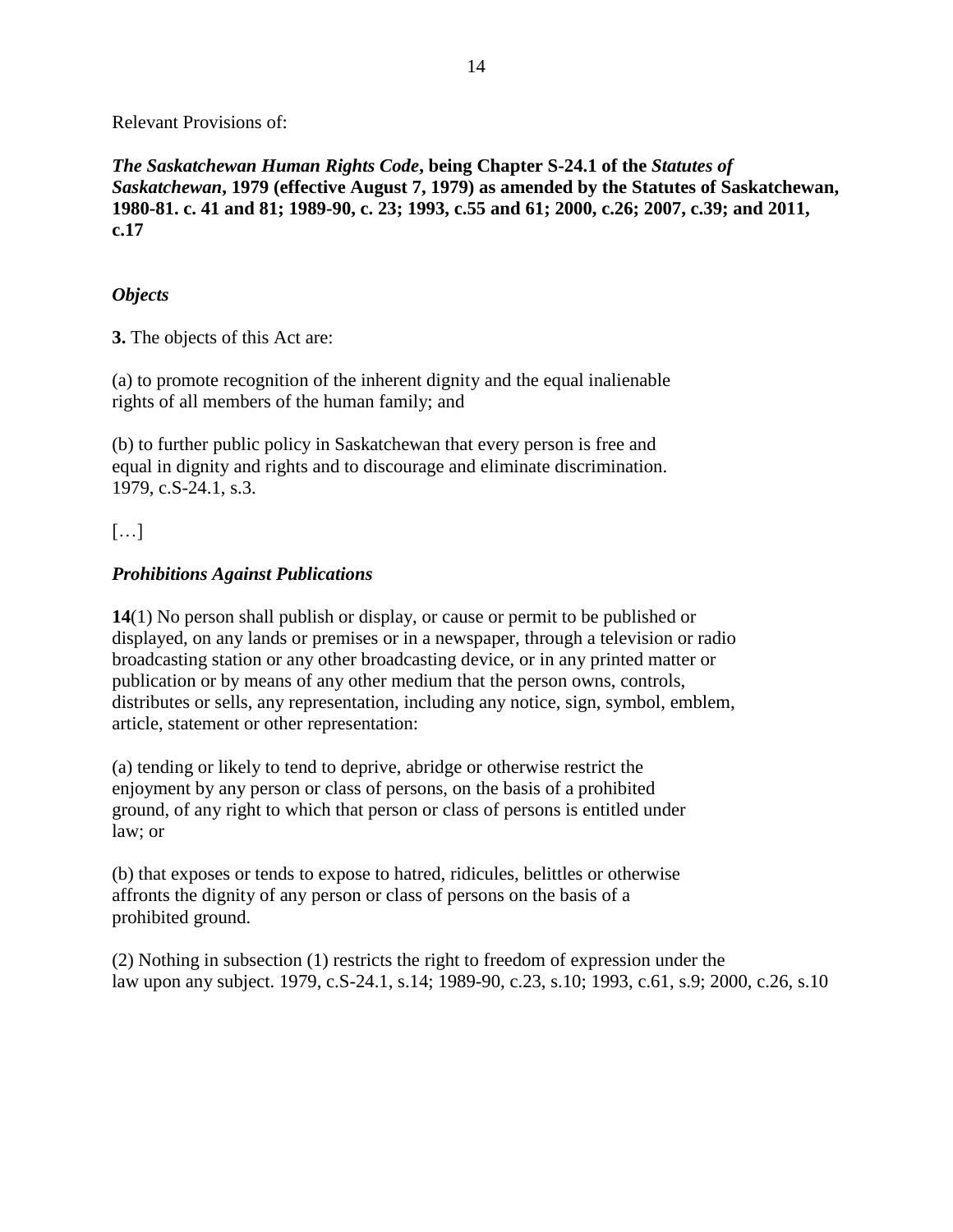Relevant Provisions of:

***The Saskatchewan Human Rights Code*, being Chapter S-24.1 of the *Statutes of Saskatchewan*, 1979 (effective August 7, 1979) as amended by the Statutes of Saskatchewan, 1980-81. c. 41 and 81; 1989-90, c. 23; 1993, c.55 and 61; 2000, c.26; 2007, c.39; and 2011, c.17**

### *Objects*

**3.** The objects of this Act are:

(a) to promote recognition of the inherent dignity and the equal inalienable rights of all members of the human family; and

(b) to further public policy in Saskatchewan that every person is free and equal in dignity and rights and to discourage and eliminate discrimination. 1979, c.S-24.1, s.3.

[…]

### *Prohibitions Against Publications*

**14**(1) No person shall publish or display, or cause or permit to be published or displayed, on any lands or premises or in a newspaper, through a television or radio broadcasting station or any other broadcasting device, or in any printed matter or publication or by means of any other medium that the person owns, controls, distributes or sells, any representation, including any notice, sign, symbol, emblem, article, statement or other representation:

(a) tending or likely to tend to deprive, abridge or otherwise restrict the enjoyment by any person or class of persons, on the basis of a prohibited ground, of any right to which that person or class of persons is entitled under law; or

(b) that exposes or tends to expose to hatred, ridicules, belittles or otherwise affronts the dignity of any person or class of persons on the basis of a prohibited ground.

(2) Nothing in subsection (1) restricts the right to freedom of expression under the law upon any subject. 1979, c.S-24.1, s.14; 1989-90, c.23, s.10; 1993, c.61, s.9; 2000, c.26, s.10